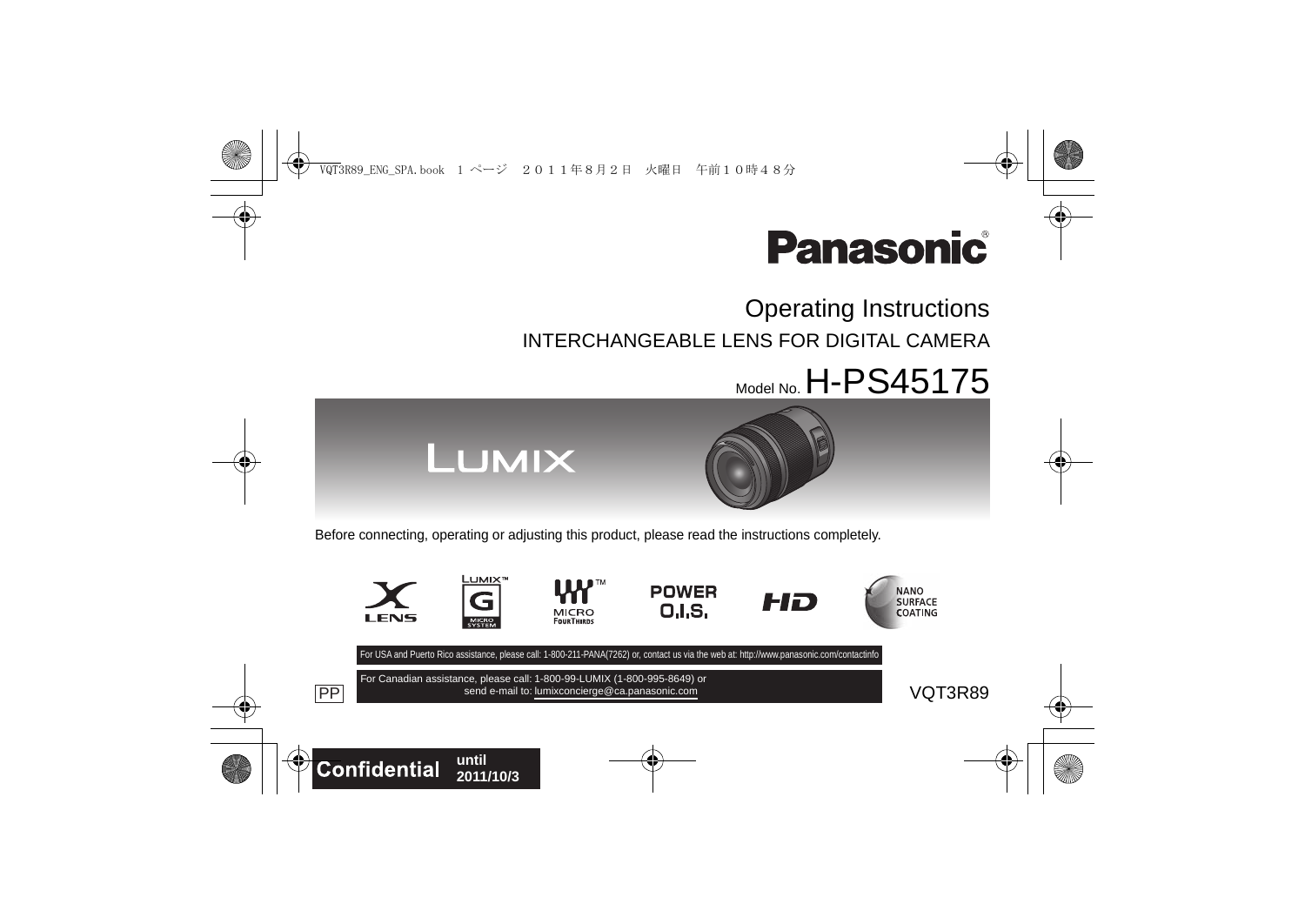Panasonic

# Operating Instructions

## INTERCHANGEABLE LENS FOR DIGITAL CAMERA

Model No. H-PS45175

LUMIX

Before connecting, operating or adjusting this product, please read the instructions completely.

For USA and Puerto Rico assistance, please call: 1-800-211-PANA(7262) or, contact us via the web at: http://www.panasonic.com/contactinfo

For Canadian assistance, please call: 1-800-99-LUMIX (1-800-995-8649) or send e-mail to: lumixconcierge@ca.panasonic.com

PP

VQT3R89

**Confidential** until 2011/10/3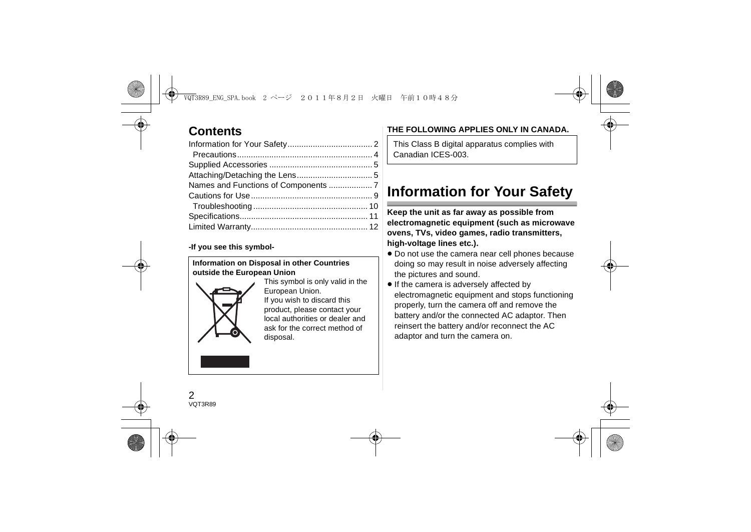## Contents

Information for Your Safety.................................... 2
  Precautions........................................................... 4
Supplied Accessories ............................................ 5
Attaching/Detaching the Lens................................ 5
Names and Functions of Components .................. 7
Cautions for Use.................................................... 9
  Troubleshooting................................................. 10
Specifications....................................................... 11
Limited Warranty.................................................. 12

**-If you see this symbol-**

**Information on Disposal in other Countries outside the European Union**

This symbol is only valid in the European Union.
If you wish to discard this product, please contact your local authorities or dealer and ask for the correct method of disposal.

**THE FOLLOWING APPLIES ONLY IN CANADA.**

This Class B digital apparatus complies with Canadian ICES-003.

# Information for Your Safety

**Keep the unit as far away as possible from electromagnetic equipment (such as microwave ovens, TVs, video games, radio transmitters, high-voltage lines etc.).**

- Do not use the camera near cell phones because doing so may result in noise adversely affecting the pictures and sound.
- If the camera is adversely affected by electromagnetic equipment and stops functioning properly, turn the camera off and remove the battery and/or the connected AC adaptor. Then reinsert the battery and/or reconnect the AC adaptor and turn the camera on.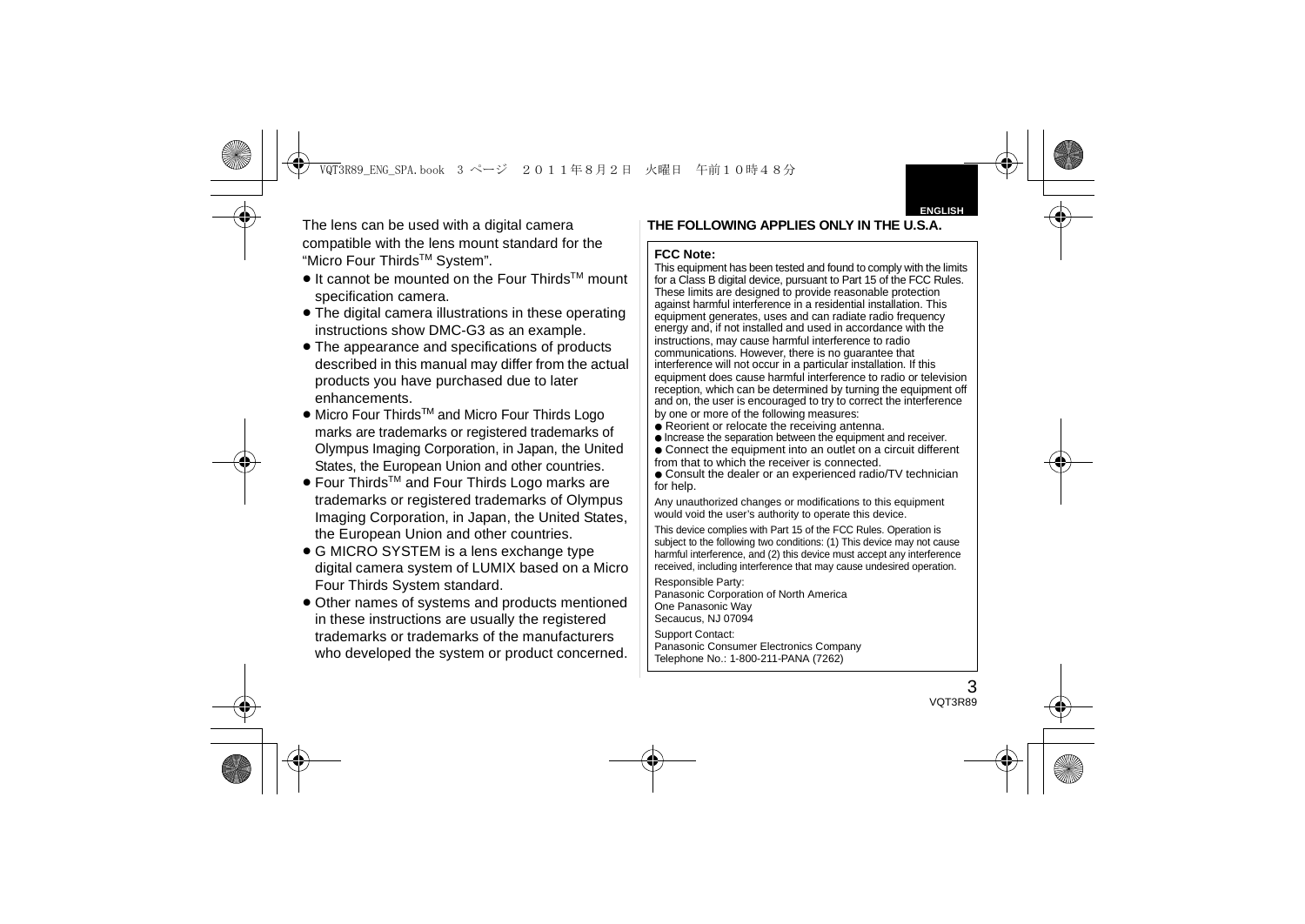The lens can be used with a digital camera compatible with the lens mount standard for the “Micro Four Thirds™ System”.

- It cannot be mounted on the Four Thirds™ mount specification camera.
- The digital camera illustrations in these operating instructions show DMC-G3 as an example.
- The appearance and specifications of products described in this manual may differ from the actual products you have purchased due to later enhancements.
- Micro Four Thirds™ and Micro Four Thirds Logo marks are trademarks or registered trademarks of Olympus Imaging Corporation, in Japan, the United States, the European Union and other countries.
- Four Thirds™ and Four Thirds Logo marks are trademarks or registered trademarks of Olympus Imaging Corporation, in Japan, the United States, the European Union and other countries.
- G MICRO SYSTEM is a lens exchange type digital camera system of LUMIX based on a Micro Four Thirds System standard.
- Other names of systems and products mentioned in these instructions are usually the registered trademarks or trademarks of the manufacturers who developed the system or product concerned.

**THE FOLLOWING APPLIES ONLY IN THE U.S.A.**

**FCC Note:**

This equipment has been tested and found to comply with the limits for a Class B digital device, pursuant to Part 15 of the FCC Rules. These limits are designed to provide reasonable protection against harmful interference in a residential installation. This equipment generates, uses and can radiate radio frequency energy and, if not installed and used in accordance with the instructions, may cause harmful interference to radio communications. However, there is no guarantee that interference will not occur in a particular installation. If this equipment does cause harmful interference to radio or television reception, which can be determined by turning the equipment off and on, the user is encouraged to try to correct the interference by one or more of the following measures:

- Reorient or relocate the receiving antenna.
- Increase the separation between the equipment and receiver.
- Connect the equipment into an outlet on a circuit different from that to which the receiver is connected.
- Consult the dealer or an experienced radio/TV technician for help.

Any unauthorized changes or modifications to this equipment would void the user’s authority to operate this device.

This device complies with Part 15 of the FCC Rules. Operation is subject to the following two conditions: (1) This device may not cause harmful interference, and (2) this device must accept any interference received, including interference that may cause undesired operation.

Responsible Party:
Panasonic Corporation of North America
One Panasonic Way
Secaucus, NJ 07094

Support Contact:
Panasonic Consumer Electronics Company
Telephone No.: 1-800-211-PANA (7262)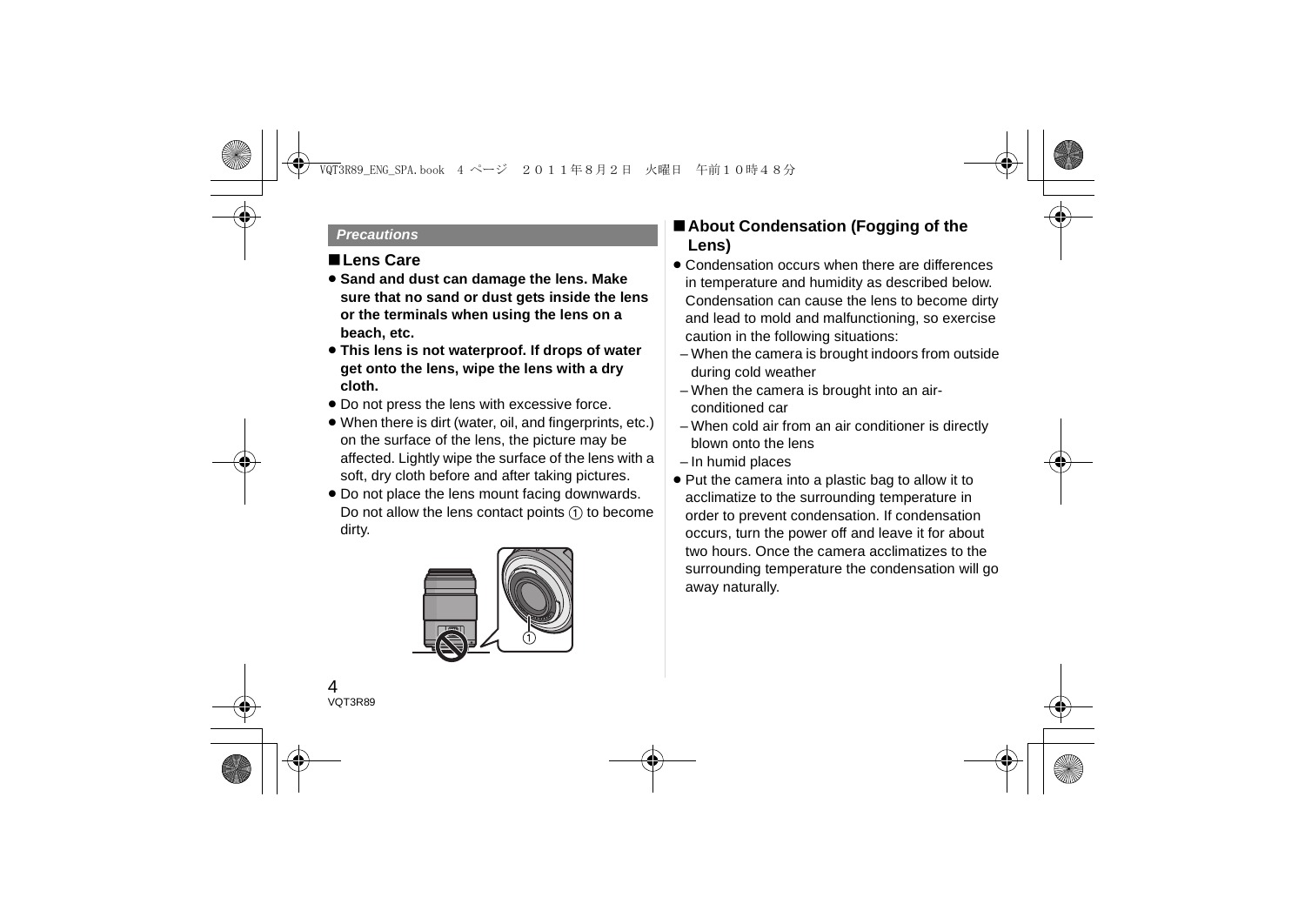*Precautions*

## ■Lens Care

- **Sand and dust can damage the lens. Make sure that no sand or dust gets inside the lens or the terminals when using the lens on a beach, etc.**
- **This lens is not waterproof. If drops of water get onto the lens, wipe the lens with a dry cloth.**
- Do not press the lens with excessive force.
- When there is dirt (water, oil, and fingerprints, etc.) on the surface of the lens, the picture may be affected. Lightly wipe the surface of the lens with a soft, dry cloth before and after taking pictures.
- Do not place the lens mount facing downwards. Do not allow the lens contact points ① to become dirty.

## ■About Condensation (Fogging of the Lens)

- Condensation occurs when there are differences in temperature and humidity as described below. Condensation can cause the lens to become dirty and lead to mold and malfunctioning, so exercise caution in the following situations:
  - When the camera is brought indoors from outside during cold weather
  - When the camera is brought into an air-conditioned car
  - When cold air from an air conditioner is directly blown onto the lens
  - In humid places
- Put the camera into a plastic bag to allow it to acclimatize to the surrounding temperature in order to prevent condensation. If condensation occurs, turn the power off and leave it for about two hours. Once the camera acclimatizes to the surrounding temperature the condensation will go away naturally.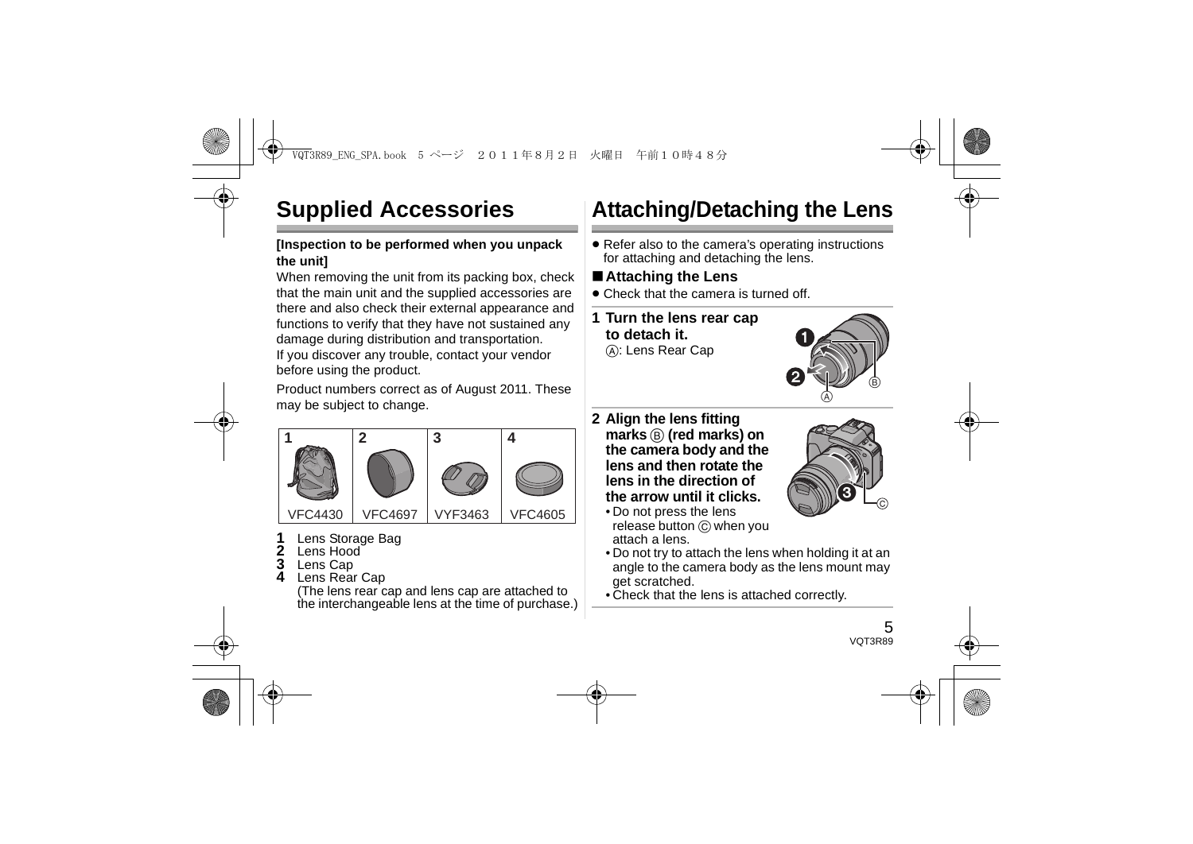# Supplied Accessories

**[Inspection to be performed when you unpack the unit]**

When removing the unit from its packing box, check that the main unit and the supplied accessories are there and also check their external appearance and functions to verify that they have not sustained any damage during distribution and transportation.
If you discover any trouble, contact your vendor before using the product.

Product numbers correct as of August 2011. These may be subject to change.

| 1 | 2 | 3 | 4 |
|---|---|---|---|
| VFC4430 | VFC4697 | VYF3463 | VFC4605 |

**1** Lens Storage Bag
**2** Lens Hood
**3** Lens Cap
**4** Lens Rear Cap
(The lens rear cap and lens cap are attached to the interchangeable lens at the time of purchase.)

# Attaching/Detaching the Lens

- Refer also to the camera's operating instructions for attaching and detaching the lens.

## ■ Attaching the Lens

- Check that the camera is turned off.

**1 Turn the lens rear cap to detach it.**
Ⓐ: Lens Rear Cap

**2 Align the lens fitting marks Ⓑ (red marks) on the camera body and the lens and then rotate the lens in the direction of the arrow until it clicks.**

- Do not press the lens release button Ⓒ when you attach a lens.
- Do not try to attach the lens when holding it at an angle to the camera body as the lens mount may get scratched.
- Check that the lens is attached correctly.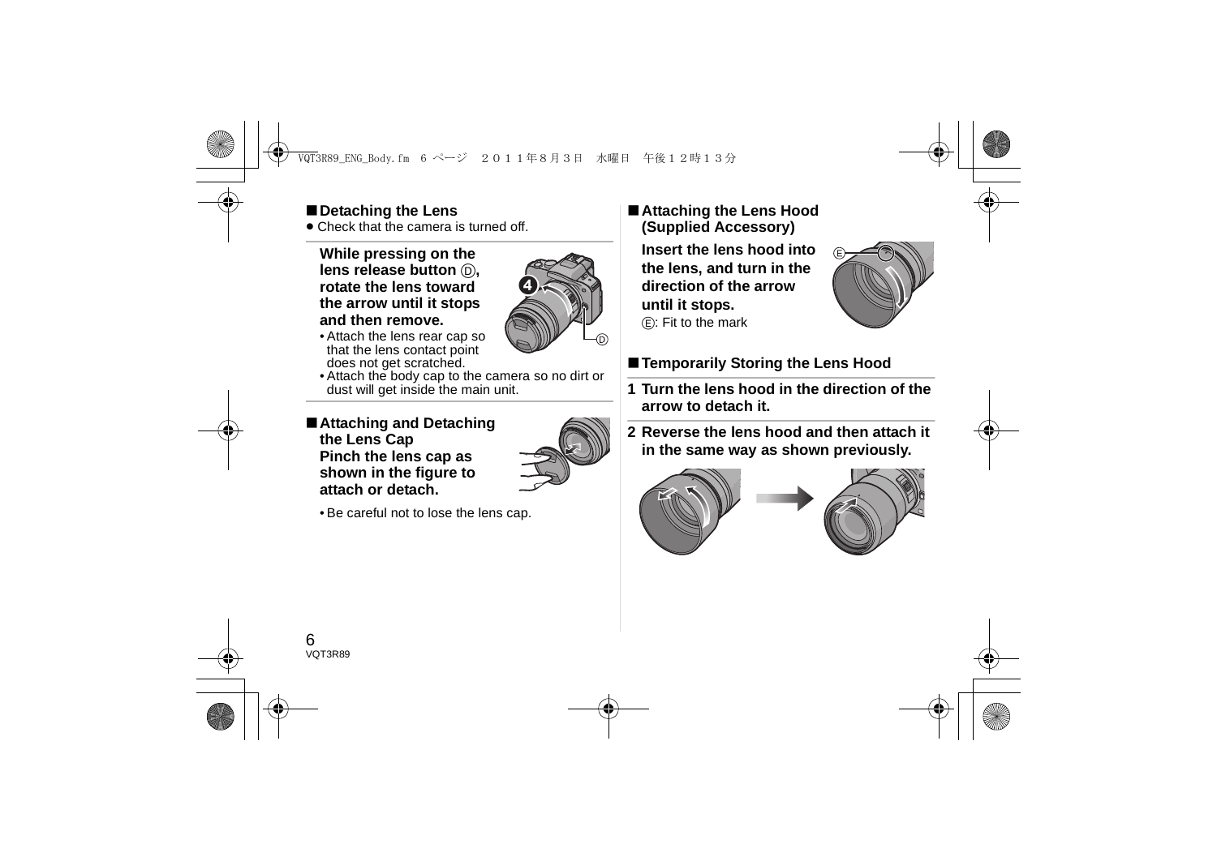## ■Detaching the Lens

- Check that the camera is turned off.

**While pressing on the lens release button Ⓓ, rotate the lens toward the arrow until it stops and then remove.**

- Attach the lens rear cap so that the lens contact point does not get scratched.
- Attach the body cap to the camera so no dirt or dust will get inside the main unit.

## ■Attaching and Detaching the Lens Cap

**Pinch the lens cap as shown in the figure to attach or detach.**

- Be careful not to lose the lens cap.

## ■Attaching the Lens Hood (Supplied Accessory)

**Insert the lens hood into the lens, and turn in the direction of the arrow until it stops.**

Ⓔ: Fit to the mark

## ■Temporarily Storing the Lens Hood

1. **Turn the lens hood in the direction of the arrow to detach it.**
2. **Reverse the lens hood and then attach it in the same way as shown previously.**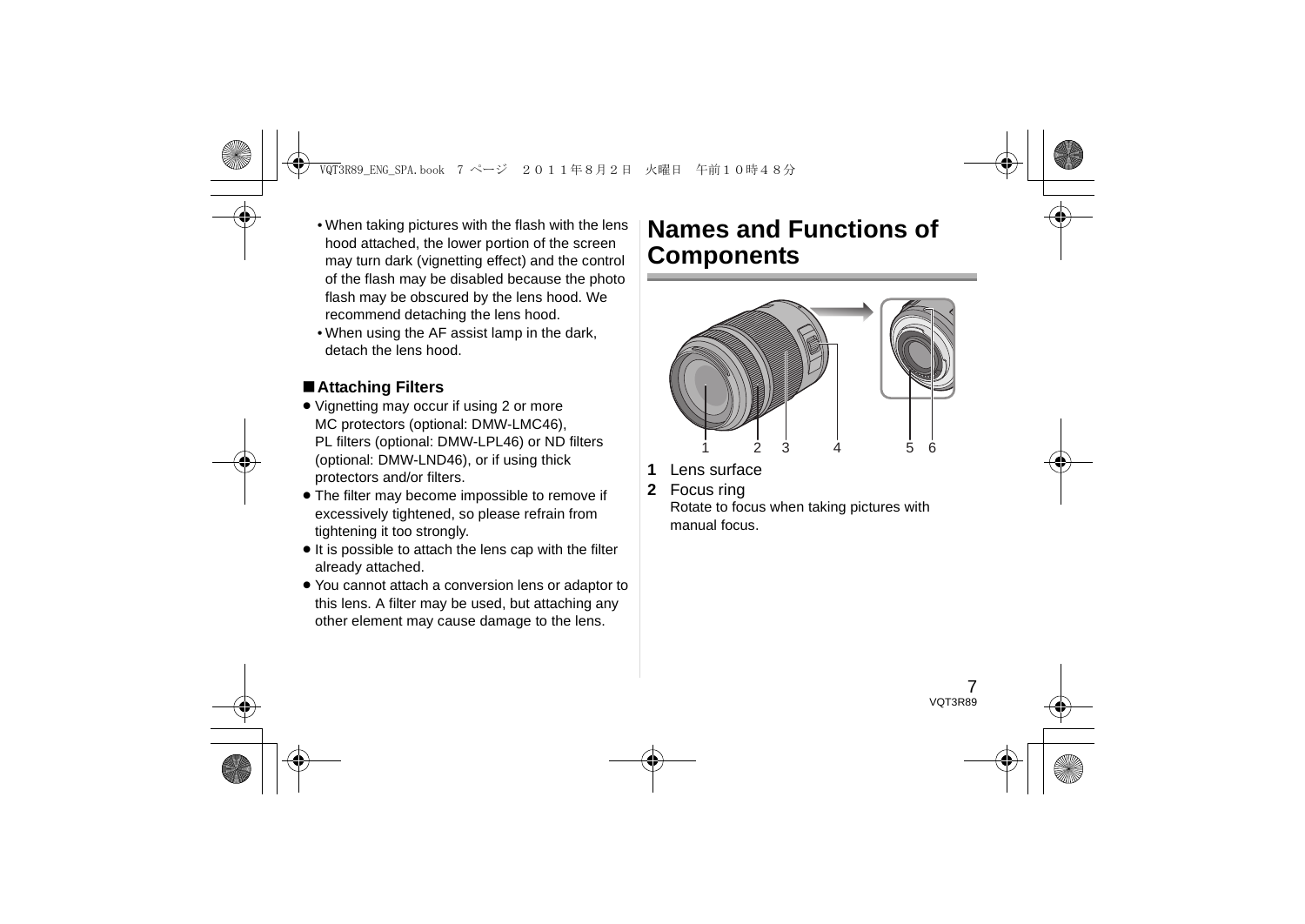- When taking pictures with the flash with the lens hood attached, the lower portion of the screen may turn dark (vignetting effect) and the control of the flash may be disabled because the photo flash may be obscured by the lens hood. We recommend detaching the lens hood.
- When using the AF assist lamp in the dark, detach the lens hood.

### ■ Attaching Filters

- Vignetting may occur if using 2 or more MC protectors (optional: DMW-LMC46), PL filters (optional: DMW-LPL46) or ND filters (optional: DMW-LND46), or if using thick protectors and/or filters.
- The filter may become impossible to remove if excessively tightened, so please refrain from tightening it too strongly.
- It is possible to attach the lens cap with the filter already attached.
- You cannot attach a conversion lens or adaptor to this lens. A filter may be used, but attaching any other element may cause damage to the lens.

## Names and Functions of Components

1 2 3 4 5 6

**1** Lens surface

**2** Focus ring
Rotate to focus when taking pictures with manual focus.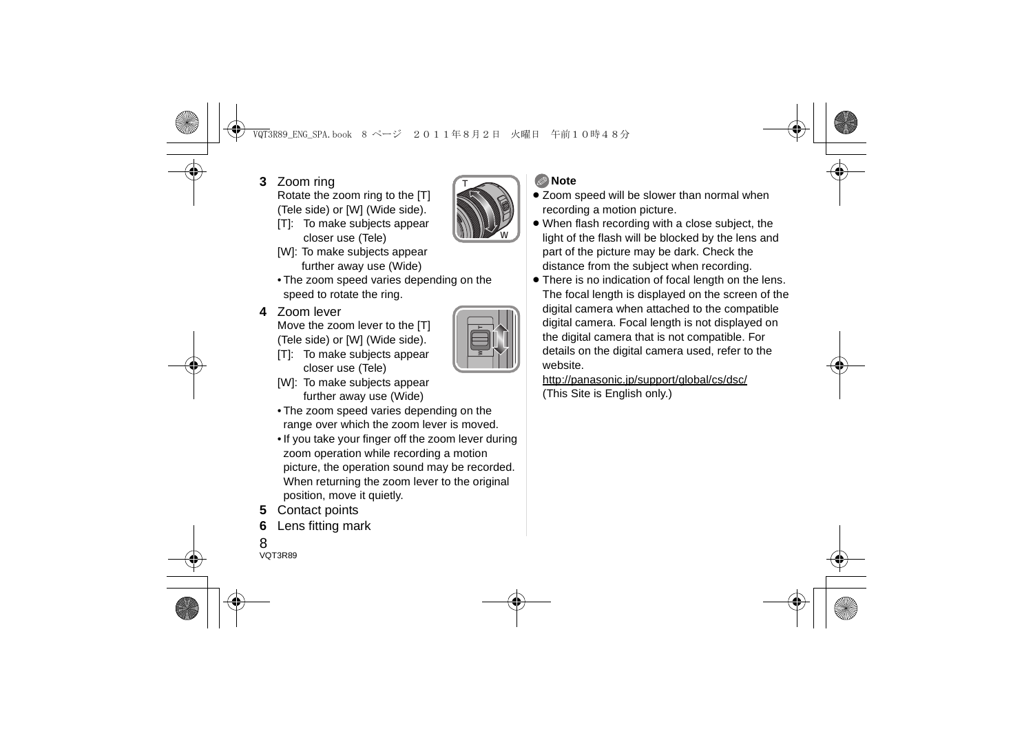**3** Zoom ring

Rotate the zoom ring to the [T] (Tele side) or [W] (Wide side).

[T]: To make subjects appear closer use (Tele)

[W]: To make subjects appear further away use (Wide)

- The zoom speed varies depending on the speed to rotate the ring.

**4** Zoom lever

Move the zoom lever to the [T] (Tele side) or [W] (Wide side).

[T]: To make subjects appear closer use (Tele)

[W]: To make subjects appear further away use (Wide)

- The zoom speed varies depending on the range over which the zoom lever is moved.
- If you take your finger off the zoom lever during zoom operation while recording a motion picture, the operation sound may be recorded. When returning the zoom lever to the original position, move it quietly.

**5** Contact points

**6** Lens fitting mark

**Note**

- Zoom speed will be slower than normal when recording a motion picture.
- When flash recording with a close subject, the light of the flash will be blocked by the lens and part of the picture may be dark. Check the distance from the subject when recording.
- There is no indication of focal length on the lens. The focal length is displayed on the screen of the digital camera when attached to the compatible digital camera. Focal length is not displayed on the digital camera that is not compatible. For details on the digital camera used, refer to the website.

  http://panasonic.jp/support/global/cs/dsc/

  (This Site is English only.)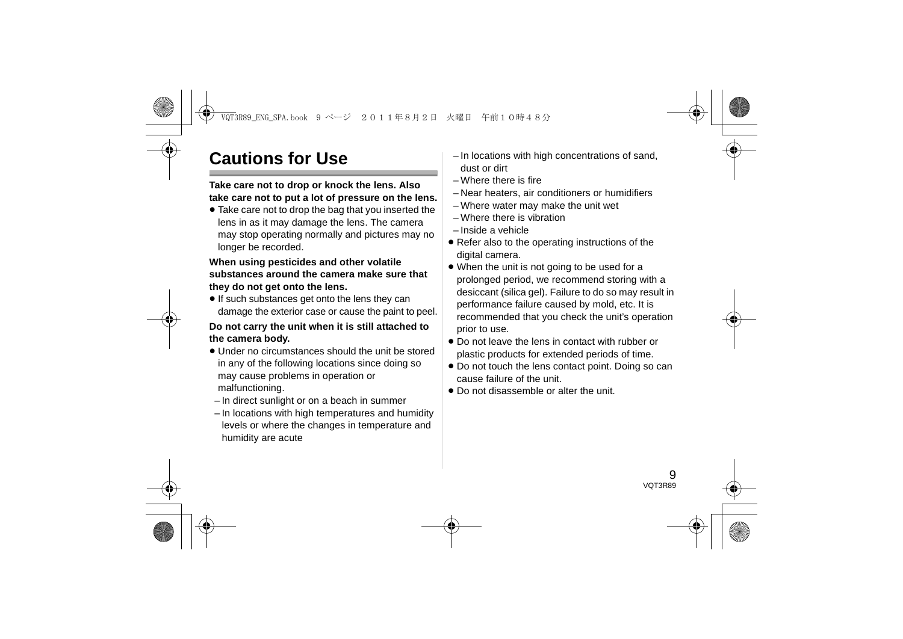# Cautions for Use

**Take care not to drop or knock the lens. Also take care not to put a lot of pressure on the lens.**

- Take care not to drop the bag that you inserted the lens in as it may damage the lens. The camera may stop operating normally and pictures may no longer be recorded.

**When using pesticides and other volatile substances around the camera make sure that they do not get onto the lens.**

- If such substances get onto the lens they can damage the exterior case or cause the paint to peel.

**Do not carry the unit when it is still attached to the camera body.**

- Under no circumstances should the unit be stored in any of the following locations since doing so may cause problems in operation or malfunctioning.
  - In direct sunlight or on a beach in summer
  - In locations with high temperatures and humidity levels or where the changes in temperature and humidity are acute
  - In locations with high concentrations of sand, dust or dirt
  - Where there is fire
  - Near heaters, air conditioners or humidifiers
  - Where water may make the unit wet
  - Where there is vibration
  - Inside a vehicle
- Refer also to the operating instructions of the digital camera.
- When the unit is not going to be used for a prolonged period, we recommend storing with a desiccant (silica gel). Failure to do so may result in performance failure caused by mold, etc. It is recommended that you check the unit's operation prior to use.
- Do not leave the lens in contact with rubber or plastic products for extended periods of time.
- Do not touch the lens contact point. Doing so can cause failure of the unit.
- Do not disassemble or alter the unit.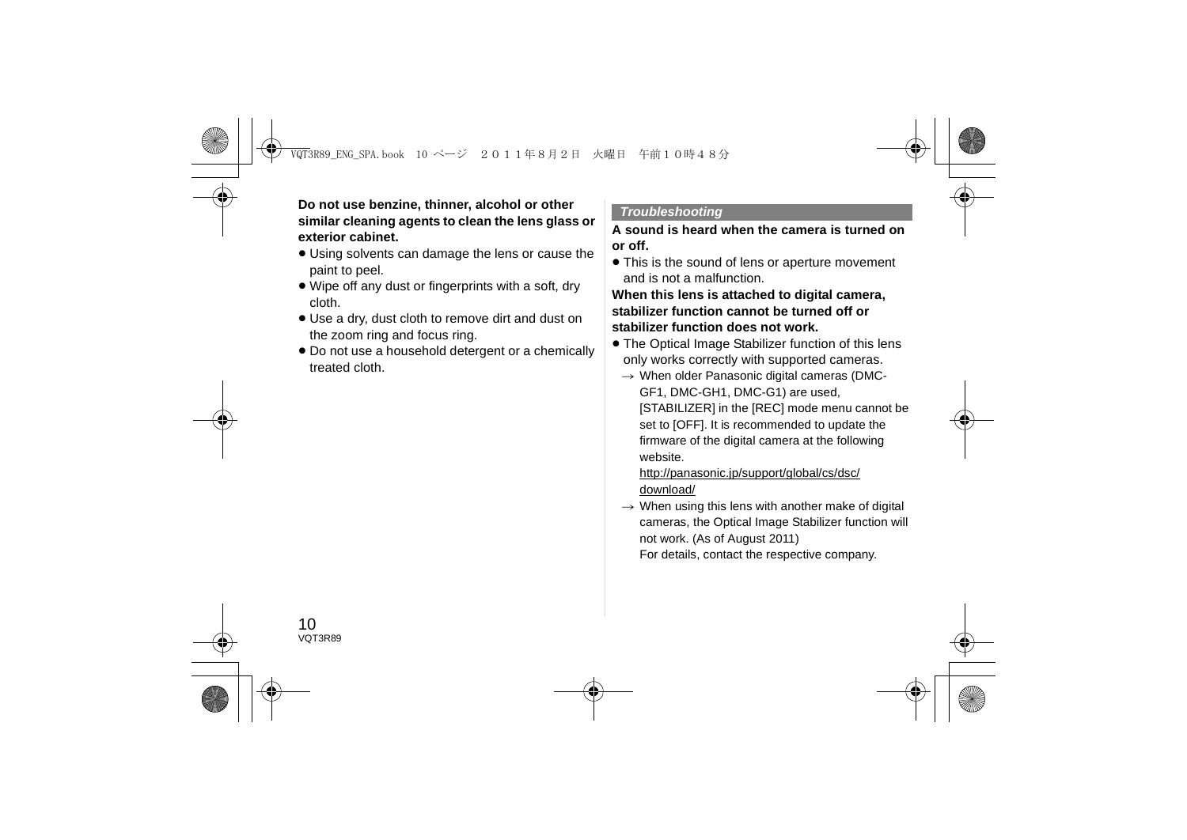**Do not use benzine, thinner, alcohol or other similar cleaning agents to clean the lens glass or exterior cabinet.**

- Using solvents can damage the lens or cause the paint to peel.
- Wipe off any dust or fingerprints with a soft, dry cloth.
- Use a dry, dust cloth to remove dirt and dust on the zoom ring and focus ring.
- Do not use a household detergent or a chemically treated cloth.

## *Troubleshooting*

**A sound is heard when the camera is turned on or off.**

- This is the sound of lens or aperture movement and is not a malfunction.

**When this lens is attached to digital camera, stabilizer function cannot be turned off or stabilizer function does not work.**

- The Optical Image Stabilizer function of this lens only works correctly with supported cameras.
  - → When older Panasonic digital cameras (DMC-GF1, DMC-GH1, DMC-G1) are used, [STABILIZER] in the [REC] mode menu cannot be set to [OFF]. It is recommended to update the firmware of the digital camera at the following website.
    http://panasonic.jp/support/global/cs/dsc/download/
  - → When using this lens with another make of digital cameras, the Optical Image Stabilizer function will not work. (As of August 2011)
    For details, contact the respective company.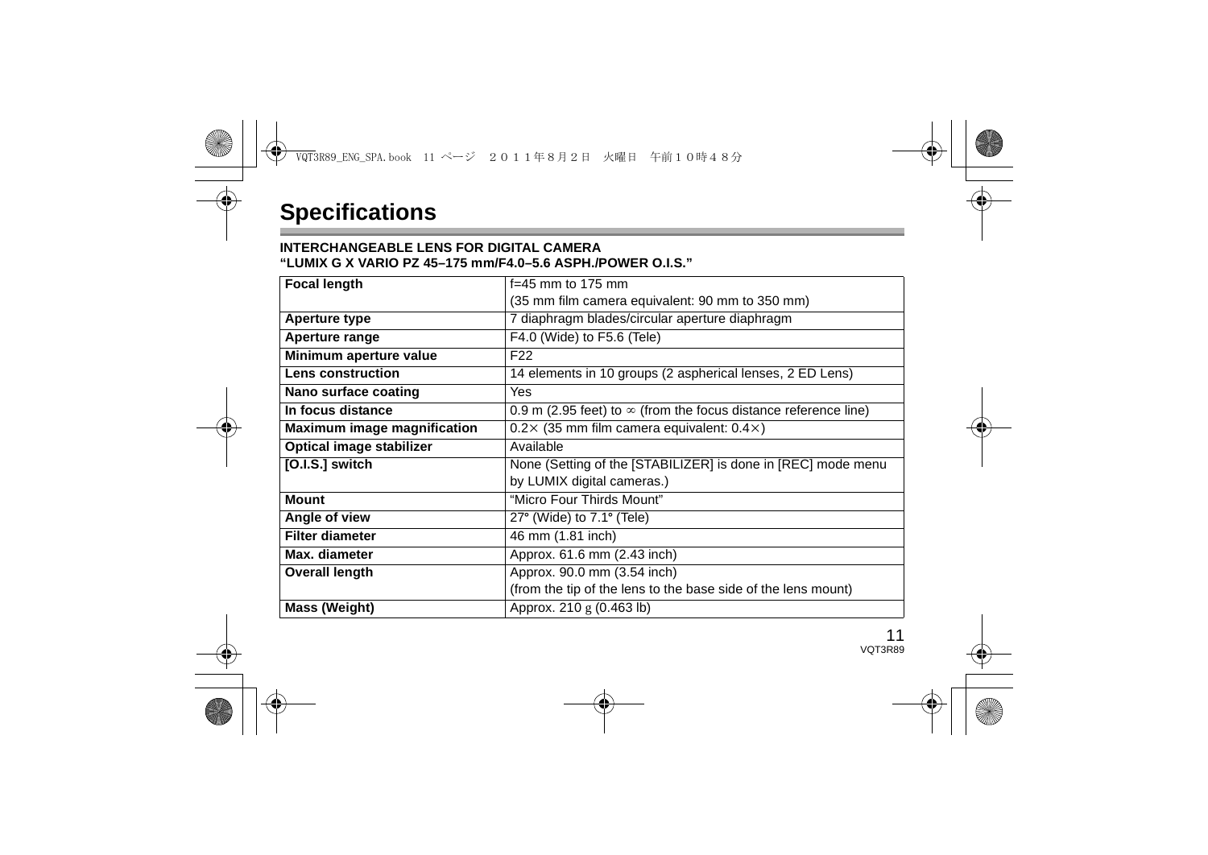# Specifications

**INTERCHANGEABLE LENS FOR DIGITAL CAMERA**
**"LUMIX G X VARIO PZ 45–175 mm/F4.0–5.6 ASPH./POWER O.I.S."**

| | |
|---|---|
| **Focal length** | f=45 mm to 175 mm<br>(35 mm film camera equivalent: 90 mm to 350 mm) |
| **Aperture type** | 7 diaphragm blades/circular aperture diaphragm |
| **Aperture range** | F4.0 (Wide) to F5.6 (Tele) |
| **Minimum aperture value** | F22 |
| **Lens construction** | 14 elements in 10 groups (2 aspherical lenses, 2 ED Lens) |
| **Nano surface coating** | Yes |
| **In focus distance** | 0.9 m (2.95 feet) to ∞ (from the focus distance reference line) |
| **Maximum image magnification** | 0.2× (35 mm film camera equivalent: 0.4×) |
| **Optical image stabilizer** | Available |
| **[O.I.S.] switch** | None (Setting of the [STABILIZER] is done in [REC] mode menu by LUMIX digital cameras.) |
| **Mount** | "Micro Four Thirds Mount" |
| **Angle of view** | 27° (Wide) to 7.1° (Tele) |
| **Filter diameter** | 46 mm (1.81 inch) |
| **Max. diameter** | Approx. 61.6 mm (2.43 inch) |
| **Overall length** | Approx. 90.0 mm (3.54 inch)<br>(from the tip of the lens to the base side of the lens mount) |
| **Mass (Weight)** | Approx. 210 g (0.463 lb) |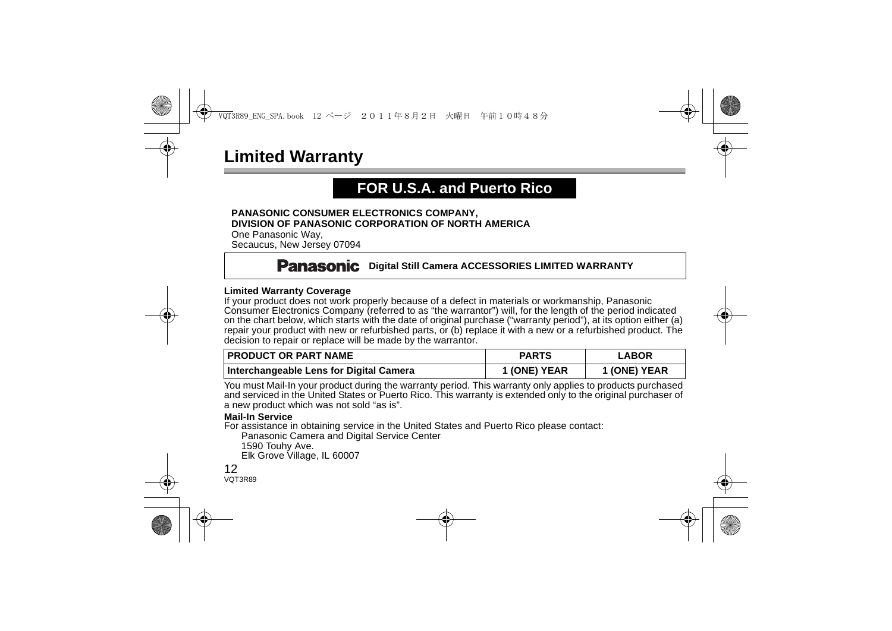# Limited Warranty

## FOR U.S.A. and Puerto Rico

**PANASONIC CONSUMER ELECTRONICS COMPANY,**
**DIVISION OF PANASONIC CORPORATION OF NORTH AMERICA**
One Panasonic Way,
Secaucus, New Jersey 07094

**Panasonic Digital Still Camera ACCESSORIES LIMITED WARRANTY**

**Limited Warranty Coverage**
If your product does not work properly because of a defect in materials or workmanship, Panasonic Consumer Electronics Company (referred to as "the warrantor") will, for the length of the period indicated on the chart below, which starts with the date of original purchase ("warranty period"), at its option either (a) repair your product with new or refurbished parts, or (b) replace it with a new or a refurbished product. The decision to repair or replace will be made by the warrantor.

| PRODUCT OR PART NAME | PARTS | LABOR |
|---|---|---|
| Interchangeable Lens for Digital Camera | 1 (ONE) YEAR | 1 (ONE) YEAR |

You must Mail-In your product during the warranty period. This warranty only applies to products purchased and serviced in the United States or Puerto Rico. This warranty is extended only to the original purchaser of a new product which was not sold "as is".

**Mail-In Service**
For assistance in obtaining service in the United States and Puerto Rico please contact:

Panasonic Camera and Digital Service Center
1590 Touhy Ave.
Elk Grove Village, IL 60007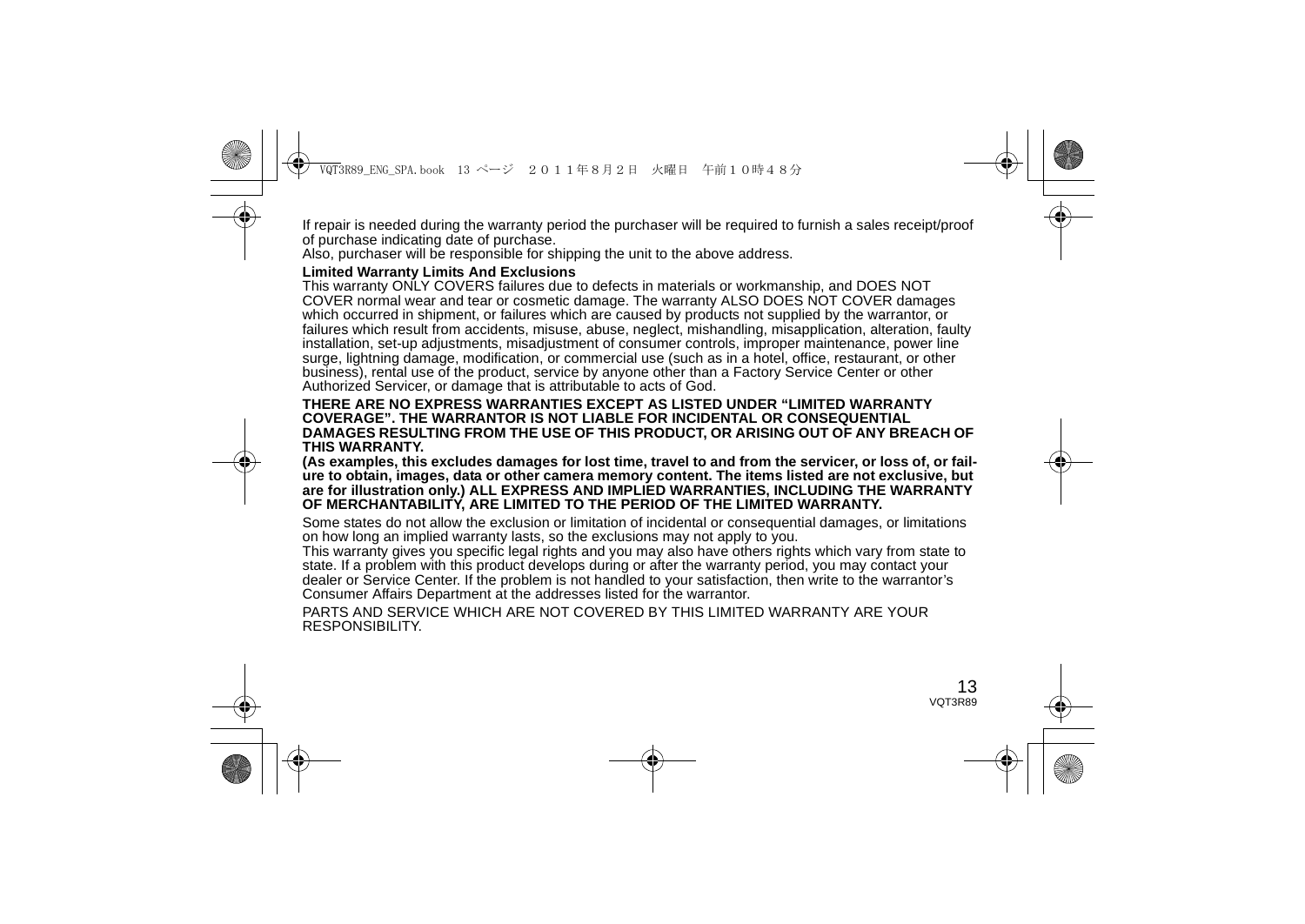If repair is needed during the warranty period the purchaser will be required to furnish a sales receipt/proof of purchase indicating date of purchase.
Also, purchaser will be responsible for shipping the unit to the above address.

**Limited Warranty Limits And Exclusions**

This warranty ONLY COVERS failures due to defects in materials or workmanship, and DOES NOT COVER normal wear and tear or cosmetic damage. The warranty ALSO DOES NOT COVER damages which occurred in shipment, or failures which are caused by products not supplied by the warrantor, or failures which result from accidents, misuse, abuse, neglect, mishandling, misapplication, alteration, faulty installation, set-up adjustments, misadjustment of consumer controls, improper maintenance, power line surge, lightning damage, modification, or commercial use (such as in a hotel, office, restaurant, or other business), rental use of the product, service by anyone other than a Factory Service Center or other Authorized Servicer, or damage that is attributable to acts of God.

**THERE ARE NO EXPRESS WARRANTIES EXCEPT AS LISTED UNDER "LIMITED WARRANTY COVERAGE". THE WARRANTOR IS NOT LIABLE FOR INCIDENTAL OR CONSEQUENTIAL DAMAGES RESULTING FROM THE USE OF THIS PRODUCT, OR ARISING OUT OF ANY BREACH OF THIS WARRANTY.**

**(As examples, this excludes damages for lost time, travel to and from the servicer, or loss of, or failure to obtain, images, data or other camera memory content. The items listed are not exclusive, but are for illustration only.) ALL EXPRESS AND IMPLIED WARRANTIES, INCLUDING THE WARRANTY OF MERCHANTABILITY, ARE LIMITED TO THE PERIOD OF THE LIMITED WARRANTY.**

Some states do not allow the exclusion or limitation of incidental or consequential damages, or limitations on how long an implied warranty lasts, so the exclusions may not apply to you.
This warranty gives you specific legal rights and you may also have others rights which vary from state to state. If a problem with this product develops during or after the warranty period, you may contact your dealer or Service Center. If the problem is not handled to your satisfaction, then write to the warrantor's Consumer Affairs Department at the addresses listed for the warrantor.

PARTS AND SERVICE WHICH ARE NOT COVERED BY THIS LIMITED WARRANTY ARE YOUR RESPONSIBILITY.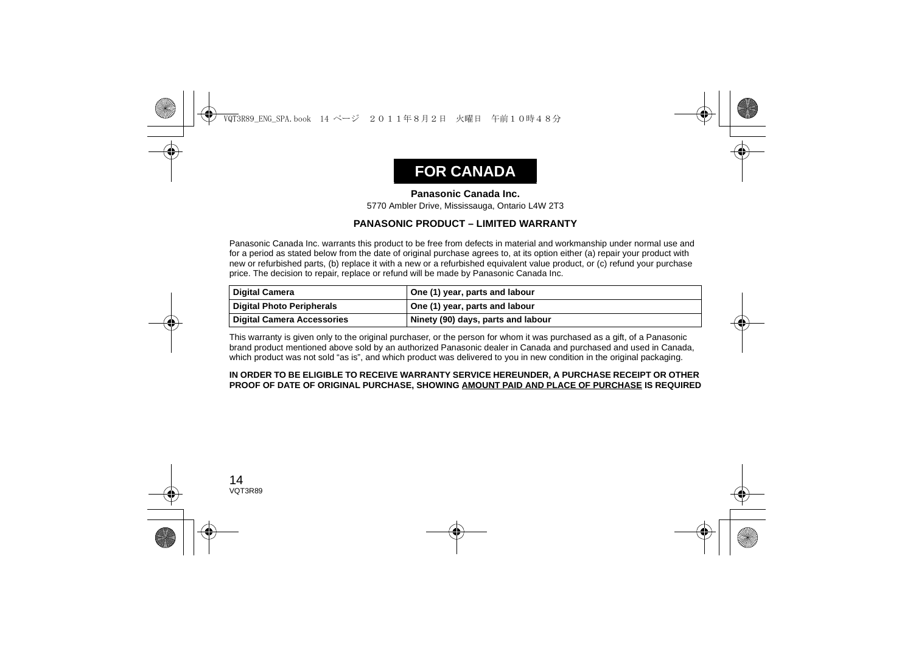# FOR CANADA

**Panasonic Canada Inc.**

5770 Ambler Drive, Mississauga, Ontario L4W 2T3

**PANASONIC PRODUCT – LIMITED WARRANTY**

Panasonic Canada Inc. warrants this product to be free from defects in material and workmanship under normal use and for a period as stated below from the date of original purchase agrees to, at its option either (a) repair your product with new or refurbished parts, (b) replace it with a new or a refurbished equivalent value product, or (c) refund your purchase price. The decision to repair, replace or refund will be made by Panasonic Canada Inc.

| Digital Camera | One (1) year, parts and labour |
|---|---|
| Digital Photo Peripherals | One (1) year, parts and labour |
| Digital Camera Accessories | Ninety (90) days, parts and labour |

This warranty is given only to the original purchaser, or the person for whom it was purchased as a gift, of a Panasonic brand product mentioned above sold by an authorized Panasonic dealer in Canada and purchased and used in Canada, which product was not sold "as is", and which product was delivered to you in new condition in the original packaging.

**IN ORDER TO BE ELIGIBLE TO RECEIVE WARRANTY SERVICE HEREUNDER, A PURCHASE RECEIPT OR OTHER PROOF OF DATE OF ORIGINAL PURCHASE, SHOWING AMOUNT PAID AND PLACE OF PURCHASE IS REQUIRED**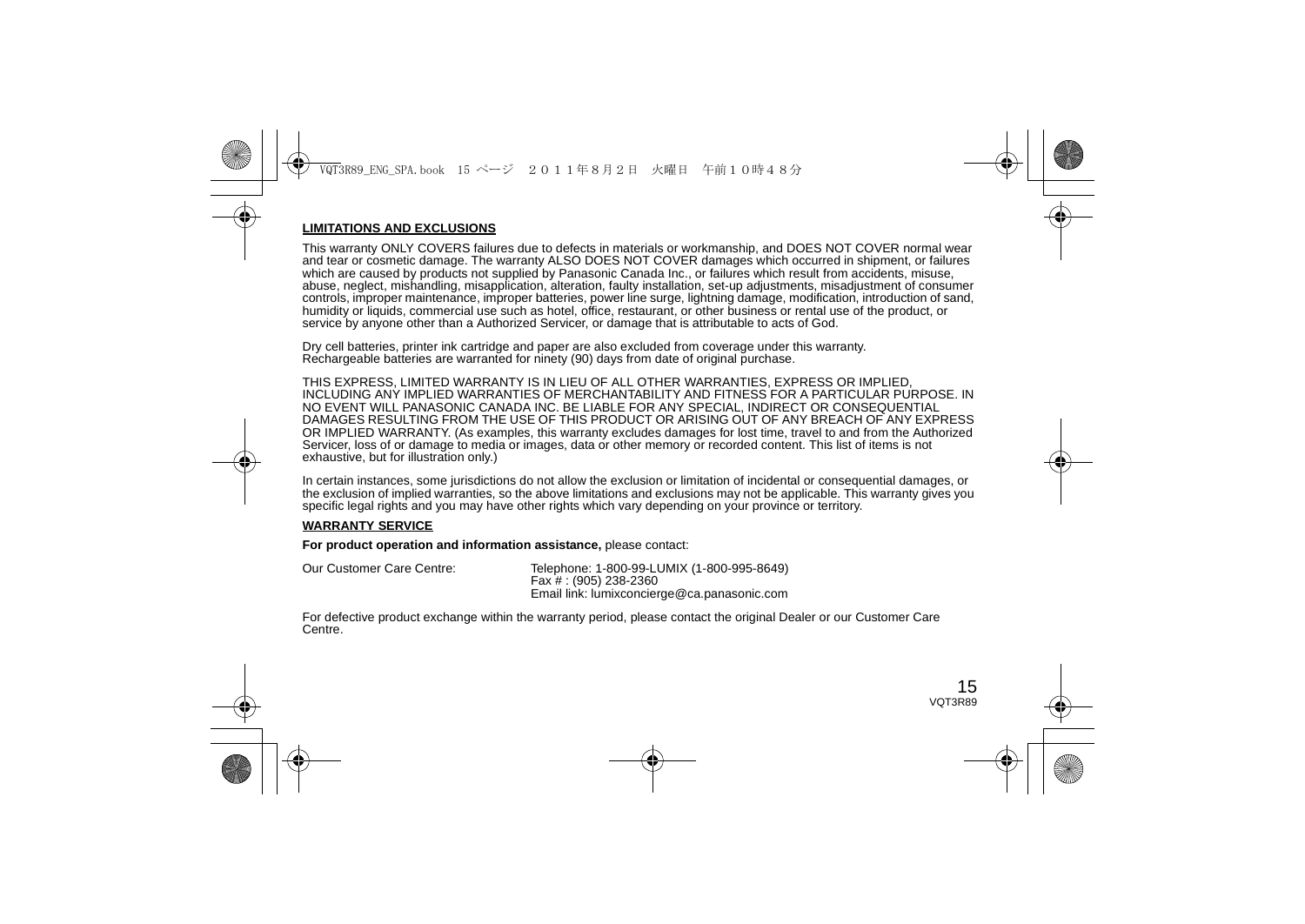**LIMITATIONS AND EXCLUSIONS**

This warranty ONLY COVERS failures due to defects in materials or workmanship, and DOES NOT COVER normal wear and tear or cosmetic damage. The warranty ALSO DOES NOT COVER damages which occurred in shipment, or failures which are caused by products not supplied by Panasonic Canada Inc., or failures which result from accidents, misuse, abuse, neglect, mishandling, misapplication, alteration, faulty installation, set-up adjustments, misadjustment of consumer controls, improper maintenance, improper batteries, power line surge, lightning damage, modification, introduction of sand, humidity or liquids, commercial use such as hotel, office, restaurant, or other business or rental use of the product, or service by anyone other than a Authorized Servicer, or damage that is attributable to acts of God.

Dry cell batteries, printer ink cartridge and paper are also excluded from coverage under this warranty.
Rechargeable batteries are warranted for ninety (90) days from date of original purchase.

THIS EXPRESS, LIMITED WARRANTY IS IN LIEU OF ALL OTHER WARRANTIES, EXPRESS OR IMPLIED, INCLUDING ANY IMPLIED WARRANTIES OF MERCHANTABILITY AND FITNESS FOR A PARTICULAR PURPOSE. IN NO EVENT WILL PANASONIC CANADA INC. BE LIABLE FOR ANY SPECIAL, INDIRECT OR CONSEQUENTIAL DAMAGES RESULTING FROM THE USE OF THIS PRODUCT OR ARISING OUT OF ANY BREACH OF ANY EXPRESS OR IMPLIED WARRANTY. (As examples, this warranty excludes damages for lost time, travel to and from the Authorized Servicer, loss of or damage to media or images, data or other memory or recorded content. This list of items is not exhaustive, but for illustration only.)

In certain instances, some jurisdictions do not allow the exclusion or limitation of incidental or consequential damages, or the exclusion of implied warranties, so the above limitations and exclusions may not be applicable. This warranty gives you specific legal rights and you may have other rights which vary depending on your province or territory.

**WARRANTY SERVICE**

**For product operation and information assistance,** please contact:

Our Customer Care Centre: Telephone: 1-800-99-LUMIX (1-800-995-8649)
Fax # : (905) 238-2360
Email link: lumixconcierge@ca.panasonic.com

For defective product exchange within the warranty period, please contact the original Dealer or our Customer Care Centre.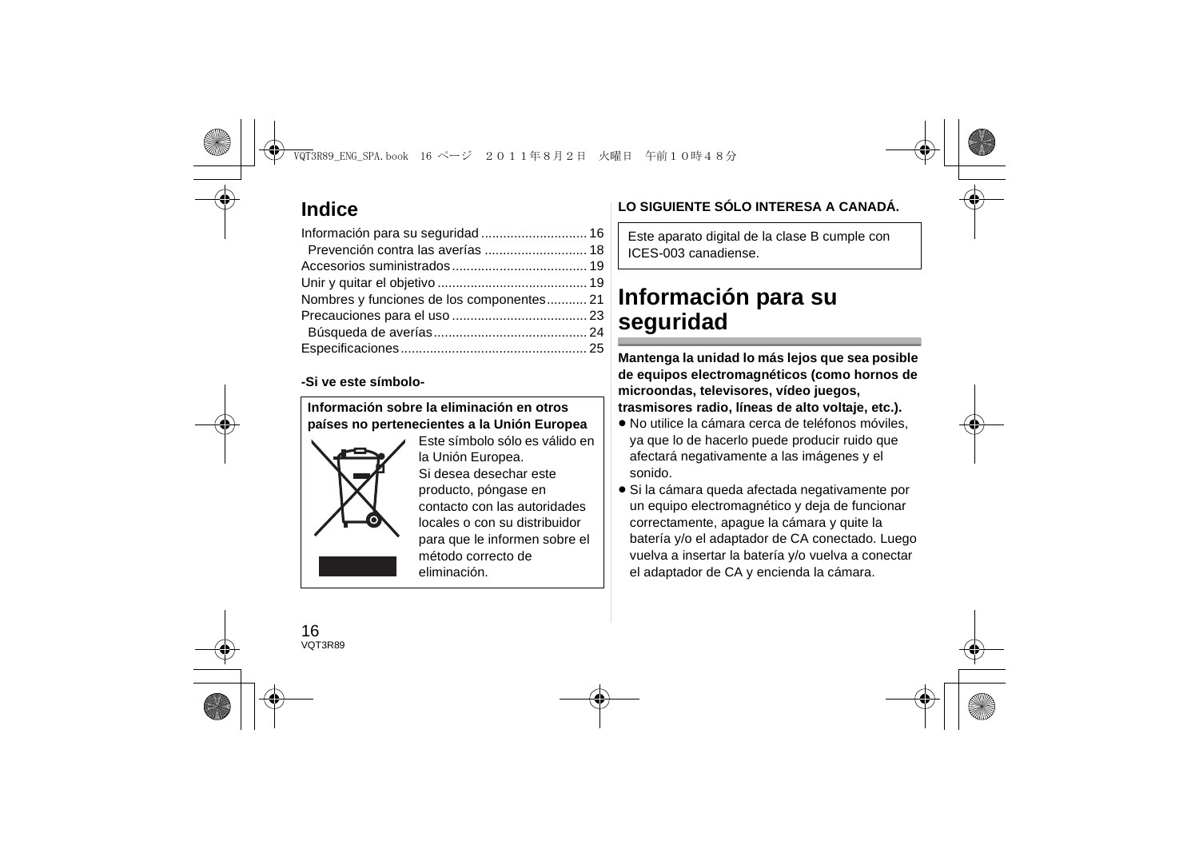# Indice

Información para su seguridad ............................ 16
Prevención contra las averías ........................... 18
Accesorios suministrados .................................... 19
Unir y quitar el objetivo ........................................ 19
Nombres y funciones de los componentes........... 21
Precauciones para el uso .................................... 23
Búsqueda de averías.......................................... 24
Especificaciones.................................................. 25

**-Si ve este símbolo-**

**Información sobre la eliminación en otros países no pertenecientes a la Unión Europea**

Este símbolo sólo es válido en la Unión Europea.
Si desea desechar este producto, póngase en contacto con las autoridades locales o con su distribuidor para que le informen sobre el método correcto de eliminación.

**LO SIGUIENTE SÓLO INTERESA A CANADÁ.**

Este aparato digital de la clase B cumple con ICES-003 canadiense.

# Información para su seguridad

**Mantenga la unidad lo más lejos que sea posible de equipos electromagnéticos (como hornos de microondas, televisores, vídeo juegos, trasmisores radio, líneas de alto voltaje, etc.).**

- No utilice la cámara cerca de teléfonos móviles, ya que lo de hacerlo puede producir ruido que afectará negativamente a las imágenes y el sonido.
- Si la cámara queda afectada negativamente por un equipo electromagnético y deja de funcionar correctamente, apague la cámara y quite la batería y/o el adaptador de CA conectado. Luego vuelva a insertar la batería y/o vuelva a conectar el adaptador de CA y encienda la cámara.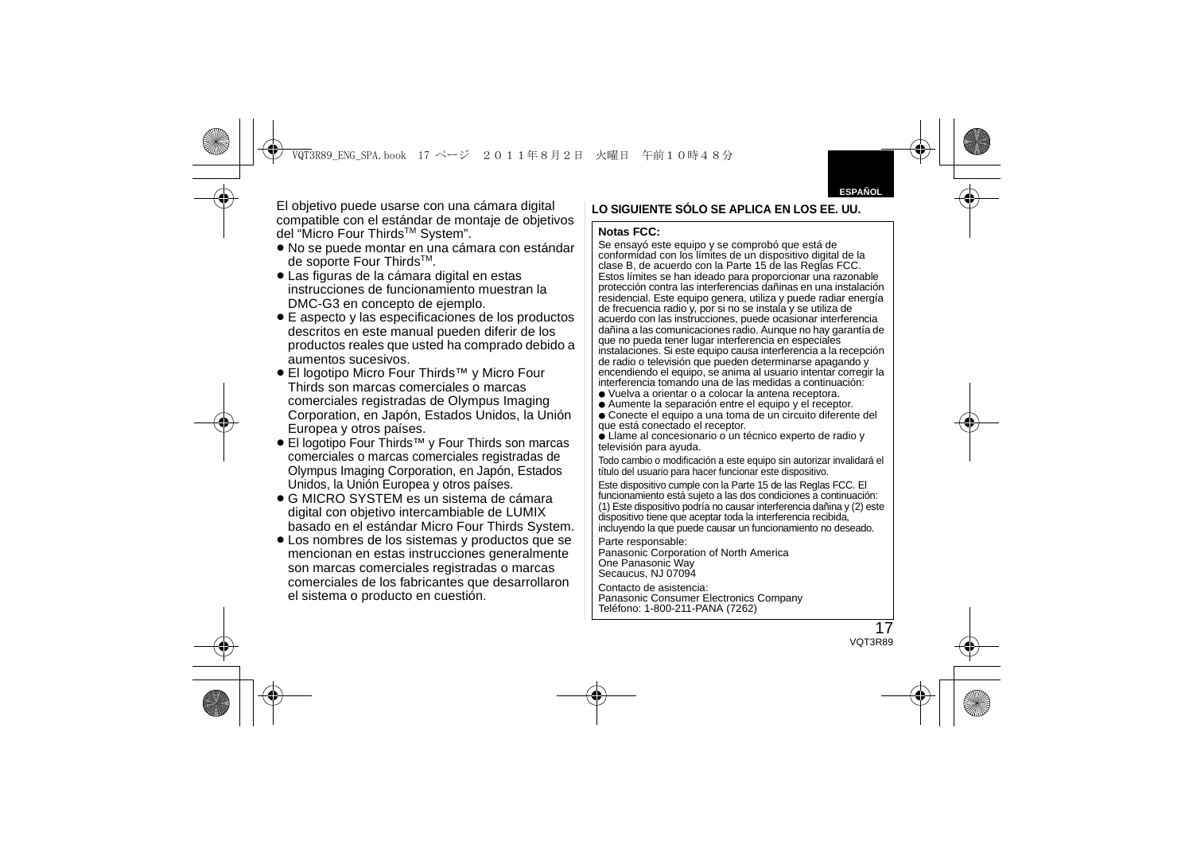El objetivo puede usarse con una cámara digital compatible con el estándar de montaje de objetivos del “Micro Four Thirds™ System”.

- No se puede montar en una cámara con estándar de soporte Four Thirds™.
- Las figuras de la cámara digital en estas instrucciones de funcionamiento muestran la DMC-G3 en concepto de ejemplo.
- E aspecto y las especificaciones de los productos descritos en este manual pueden diferir de los productos reales que usted ha comprado debido a aumentos sucesivos.
- El logotipo Micro Four Thirds™ y Micro Four Thirds son marcas comerciales o marcas comerciales registradas de Olympus Imaging Corporation, en Japón, Estados Unidos, la Unión Europea y otros países.
- El logotipo Four Thirds™ y Four Thirds son marcas comerciales o marcas comerciales registradas de Olympus Imaging Corporation, en Japón, Estados Unidos, la Unión Europea y otros países.
- G MICRO SYSTEM es un sistema de cámara digital con objetivo intercambiable de LUMIX basado en el estándar Micro Four Thirds System.
- Los nombres de los sistemas y productos que se mencionan en estas instrucciones generalmente son marcas comerciales registradas o marcas comerciales de los fabricantes que desarrollaron el sistema o producto en cuestión.

**LO SIGUIENTE SÓLO SE APLICA EN LOS EE. UU.**

**Notas FCC:**

Se ensayó este equipo y se comprobó que está de conformidad con los límites de un dispositivo digital de la clase B, de acuerdo con la Parte 15 de las Reglas FCC. Estos límites se han ideado para proporcionar una razonable protección contra las interferencias dañinas en una instalación residencial. Este equipo genera, utiliza y puede radiar energía de frecuencia radio y, por si no se instala y se utiliza de acuerdo con las instrucciones, puede ocasionar interferencia dañina a las comunicaciones radio. Aunque no hay garantía de que no pueda tener lugar interferencia en especiales instalaciones. Si este equipo causa interferencia a la recepción de radio o televisión que pueden determinarse apagando y encendiendo el equipo, se anima al usuario intentar corregir la interferencia tomando una de las medidas a continuación:

- Vuelva a orientar o a colocar la antena receptora.
- Aumente la separación entre el equipo y el receptor.
- Conecte el equipo a una toma de un circuito diferente del que está conectado el receptor.
- Llame al concesionario o un técnico experto de radio y televisión para ayuda.

Todo cambio o modificación a este equipo sin autorizar invalidará el título del usuario para hacer funcionar este dispositivo.

Este dispositivo cumple con la Parte 15 de las Reglas FCC. El funcionamiento está sujeto a las dos condiciones a continuación: (1) Este dispositivo podría no causar interferencia dañina y (2) este dispositivo tiene que aceptar toda la interferencia recibida, incluyendo la que puede causar un funcionamiento no deseado.

Parte responsable:
Panasonic Corporation of North America
One Panasonic Way
Secaucus, NJ 07094

Contacto de asistencia:
Panasonic Consumer Electronics Company
Teléfono: 1-800-211-PANA (7262)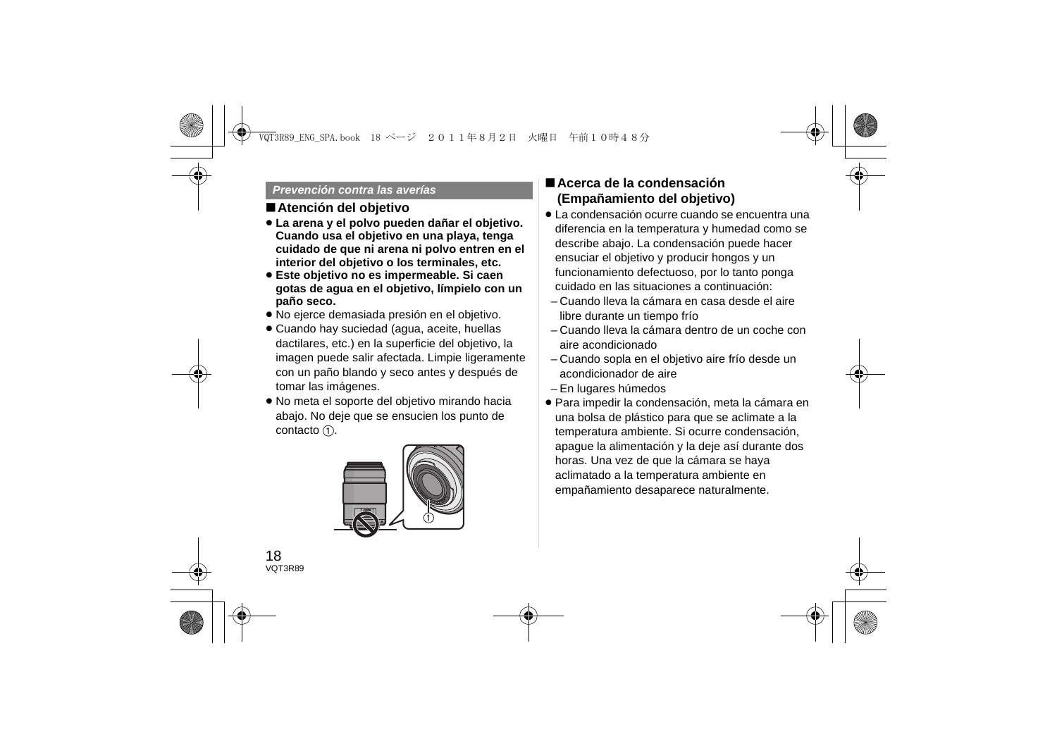*Prevención contra las averías*

## ■Atención del objetivo

- **La arena y el polvo pueden dañar el objetivo. Cuando usa el objetivo en una playa, tenga cuidado de que ni arena ni polvo entren en el interior del objetivo o los terminales, etc.**
- **Este objetivo no es impermeable. Si caen gotas de agua en el objetivo, límpielo con un paño seco.**
- No ejerce demasiada presión en el objetivo.
- Cuando hay suciedad (agua, aceite, huellas dactilares, etc.) en la superficie del objetivo, la imagen puede salir afectada. Limpie ligeramente con un paño blando y seco antes y después de tomar las imágenes.
- No meta el soporte del objetivo mirando hacia abajo. No deje que se ensucien los punto de contacto ①.

## ■Acerca de la condensación (Empañamiento del objetivo)

- La condensación ocurre cuando se encuentra una diferencia en la temperatura y humedad como se describe abajo. La condensación puede hacer ensuciar el objetivo y producir hongos y un funcionamiento defectuoso, por lo tanto ponga cuidado en las situaciones a continuación:
  - Cuando lleva la cámara en casa desde el aire libre durante un tiempo frío
  - Cuando lleva la cámara dentro de un coche con aire acondicionado
  - Cuando sopla en el objetivo aire frío desde un acondicionador de aire
  - En lugares húmedos
- Para impedir la condensación, meta la cámara en una bolsa de plástico para que se aclimate a la temperatura ambiente. Si ocurre condensación, apague la alimentación y la deje así durante dos horas. Una vez de que la cámara se haya aclimatado a la temperatura ambiente en empañamiento desaparece naturalmente.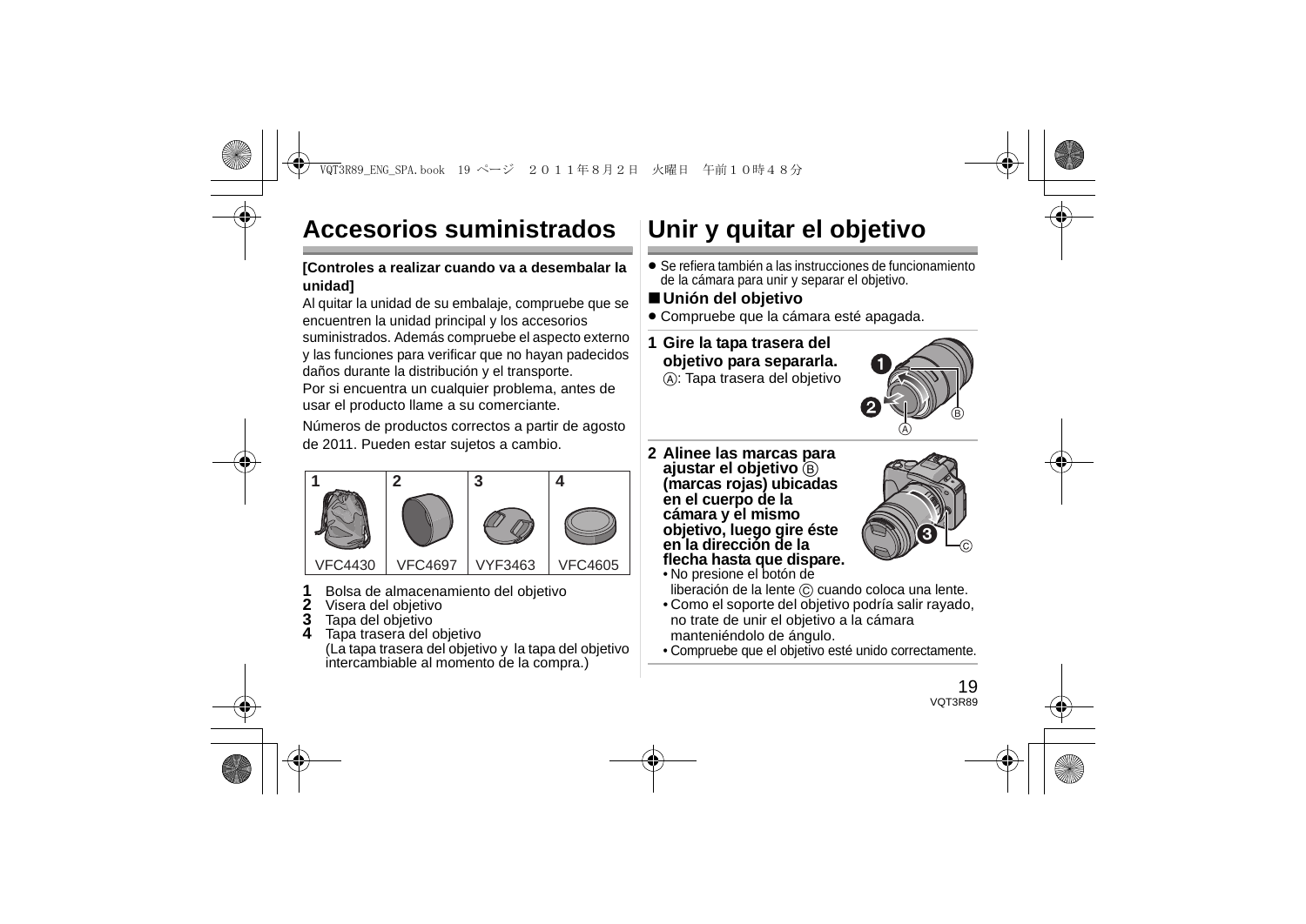# Accesorios suministrados

**[Controles a realizar cuando va a desembalar la unidad]**

Al quitar la unidad de su embalaje, compruebe que se encuentren la unidad principal y los accesorios suministrados. Además compruebe el aspecto externo y las funciones para verificar que no hayan padecidos daños durante la distribución y el transporte.
Por si encuentra un cualquier problema, antes de usar el producto llame a su comerciante.

Números de productos correctos a partir de agosto de 2011. Pueden estar sujetos a cambio.

| 1 | 2 | 3 | 4 |
|---|---|---|---|
| VFC4430 | VFC4697 | VYF3463 | VFC4605 |

**1** Bolsa de almacenamiento del objetivo
**2** Visera del objetivo
**3** Tapa del objetivo
**4** Tapa trasera del objetivo
(La tapa trasera del objetivo y la tapa del objetivo intercambiable al momento de la compra.)

# Unir y quitar el objetivo

- Se refiera también a las instrucciones de funcionamiento de la cámara para unir y separar el objetivo.

## ■Unión del objetivo

- Compruebe que la cámara esté apagada.

**1 Gire la tapa trasera del objetivo para separarla.**
Ⓐ: Tapa trasera del objetivo

**2 Alinee las marcas para ajustar el objetivo Ⓑ (marcas rojas) ubicadas en el cuerpo de la cámara y el mismo objetivo, luego gire éste en la dirección de la flecha hasta que dispare.**

- No presione el botón de liberación de la lente Ⓒ cuando coloca una lente.
- Como el soporte del objetivo podría salir rayado, no trate de unir el objetivo a la cámara manteniéndolo de ángulo.
- Compruebe que el objetivo esté unido correctamente.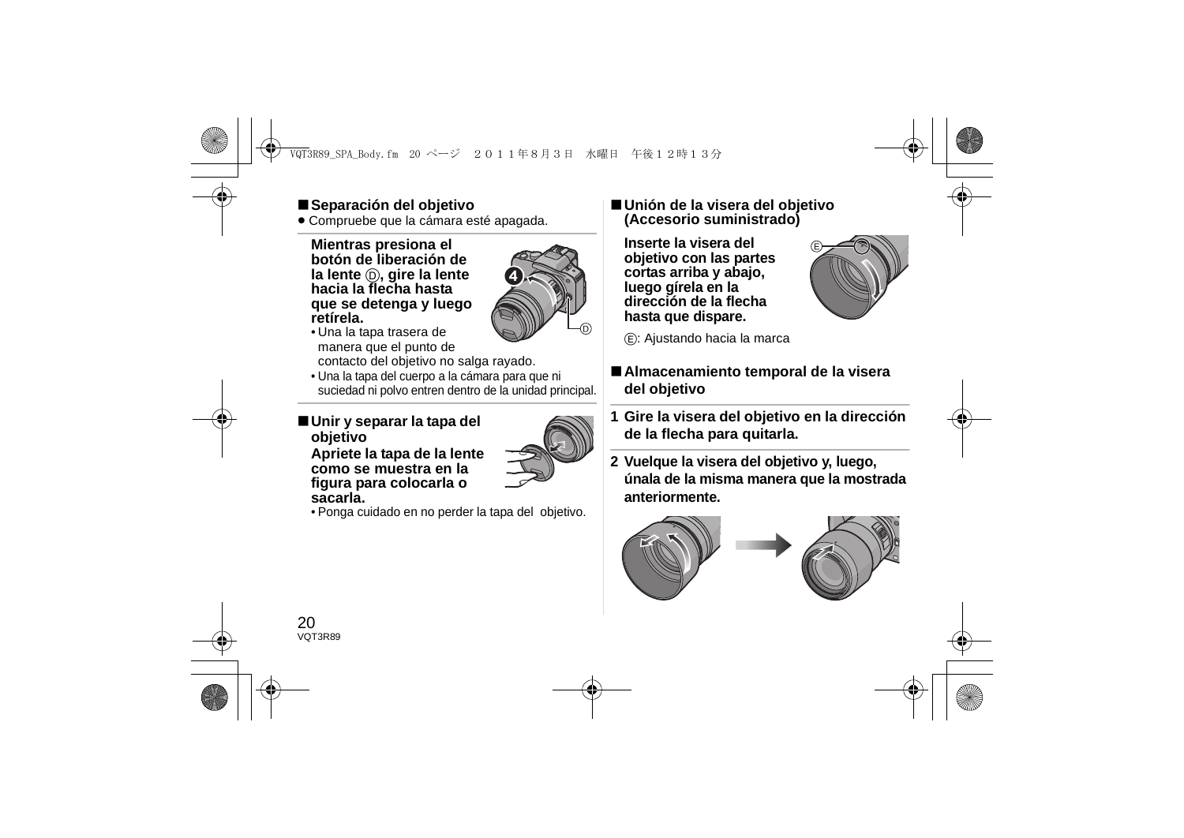## ■ Separación del objetivo

- Compruebe que la cámara esté apagada.

**Mientras presiona el botón de liberación de la lente Ⓓ, gire la lente hacia la flecha hasta que se detenga y luego retírela.**

- Una la tapa trasera de manera que el punto de contacto del objetivo no salga rayado.
- Una la tapa del cuerpo a la cámara para que ni suciedad ni polvo entren dentro de la unidad principal.

## ■ Unir y separar la tapa del objetivo

**Apriete la tapa de la lente como se muestra en la figura para colocarla o sacarla.**

- Ponga cuidado en no perder la tapa del objetivo.

## ■ Unión de la visera del objetivo (Accesorio suministrado)

**Inserte la visera del objetivo con las partes cortas arriba y abajo, luego gírela en la dirección de la flecha hasta que dispare.**

Ⓔ: Ajustando hacia la marca

## ■ Almacenamiento temporal de la visera del objetivo

1. **Gire la visera del objetivo en la dirección de la flecha para quitarla.**
2. **Vuelque la visera del objetivo y, luego, únala de la misma manera que la mostrada anteriormente.**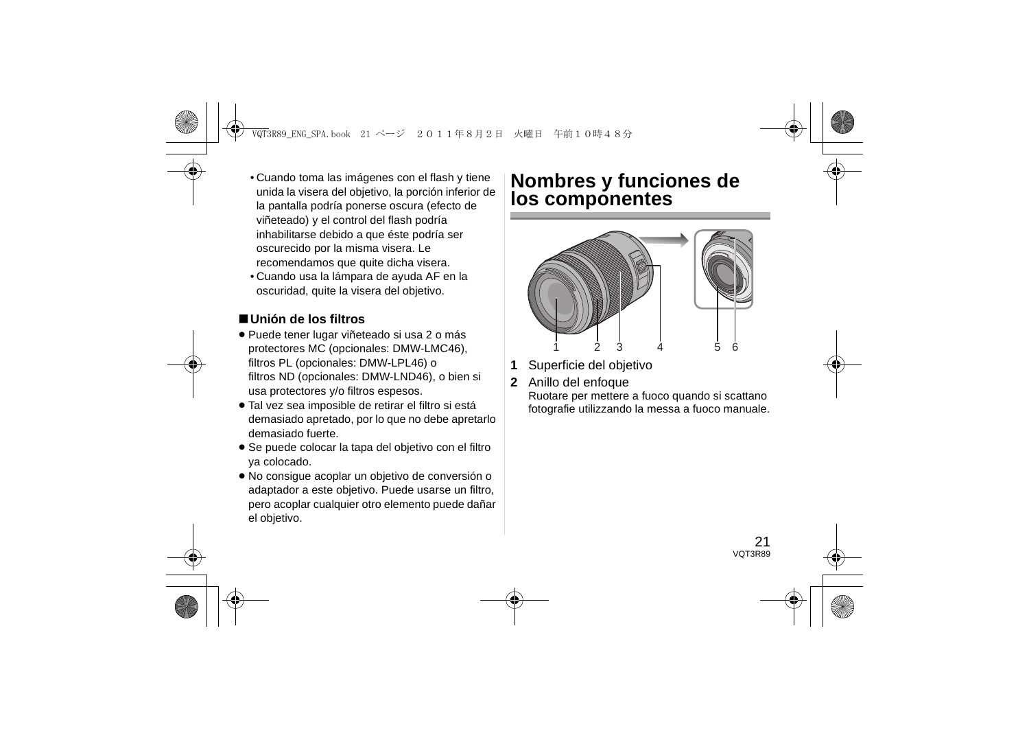- Cuando toma las imágenes con el flash y tiene unida la visera del objetivo, la porción inferior de la pantalla podría ponerse oscura (efecto de viñeteado) y el control del flash podría inhabilitarse debido a que éste podría ser oscurecido por la misma visera. Le recomendamos que quite dicha visera.
- Cuando usa la lámpara de ayuda AF en la oscuridad, quite la visera del objetivo.

### ■Unión de los filtros

- Puede tener lugar viñeteado si usa 2 o más protectores MC (opcionales: DMW-LMC46), filtros PL (opcionales: DMW-LPL46) o filtros ND (opcionales: DMW-LND46), o bien si usa protectores y/o filtros espesos.
- Tal vez sea imposible de retirar el filtro si está demasiado apretado, por lo que no debe apretarlo demasiado fuerte.
- Se puede colocar la tapa del objetivo con el filtro ya colocado.
- No consigue acoplar un objetivo de conversión o adaptador a este objetivo. Puede usarse un filtro, pero acoplar cualquier otro elemento puede dañar el objetivo.

## Nombres y funciones de los componentes

1 2 3 4 5 6

**1** Superficie del objetivo

**2** Anillo del enfoque
Ruotare per mettere a fuoco quando si scattano fotografie utilizzando la messa a fuoco manuale.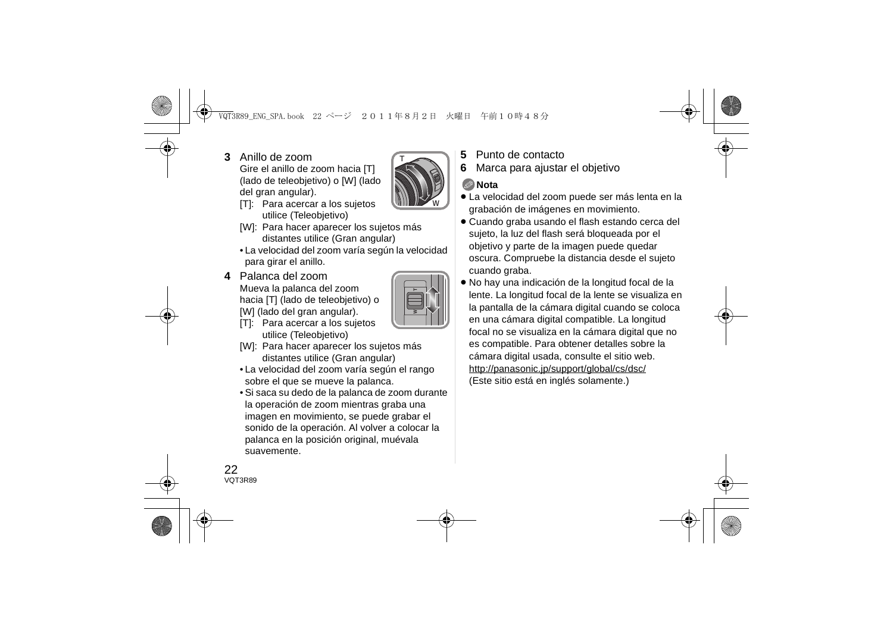**3** Anillo de zoom

Gire el anillo de zoom hacia [T] (lado de teleobjetivo) o [W] (lado del gran angular).

[T]: Para acercar a los sujetos utilice (Teleobjetivo)

[W]: Para hacer aparecer los sujetos más distantes utilice (Gran angular)

- La velocidad del zoom varía según la velocidad para girar el anillo.

**4** Palanca del zoom

Mueva la palanca del zoom hacia [T] (lado de teleobjetivo) o [W] (lado del gran angular).

[T]: Para acercar a los sujetos utilice (Teleobjetivo)

[W]: Para hacer aparecer los sujetos más distantes utilice (Gran angular)

- La velocidad del zoom varía según el rango sobre el que se mueve la palanca.
- Si saca su dedo de la palanca de zoom durante la operación de zoom mientras graba una imagen en movimiento, se puede grabar el sonido de la operación. Al volver a colocar la palanca en la posición original, muévala suavemente.

**5** Punto de contacto

**6** Marca para ajustar el objetivo

**Nota**

- La velocidad del zoom puede ser más lenta en la grabación de imágenes en movimiento.
- Cuando graba usando el flash estando cerca del sujeto, la luz del flash será bloqueada por el objetivo y parte de la imagen puede quedar oscura. Compruebe la distancia desde el sujeto cuando graba.
- No hay una indicación de la longitud focal de la lente. La longitud focal de la lente se visualiza en la pantalla de la cámara digital cuando se coloca en una cámara digital compatible. La longitud focal no se visualiza en la cámara digital que no es compatible. Para obtener detalles sobre la cámara digital usada, consulte el sitio web.
  http://panasonic.jp/support/global/cs/dsc/
  (Este sitio está en inglés solamente.)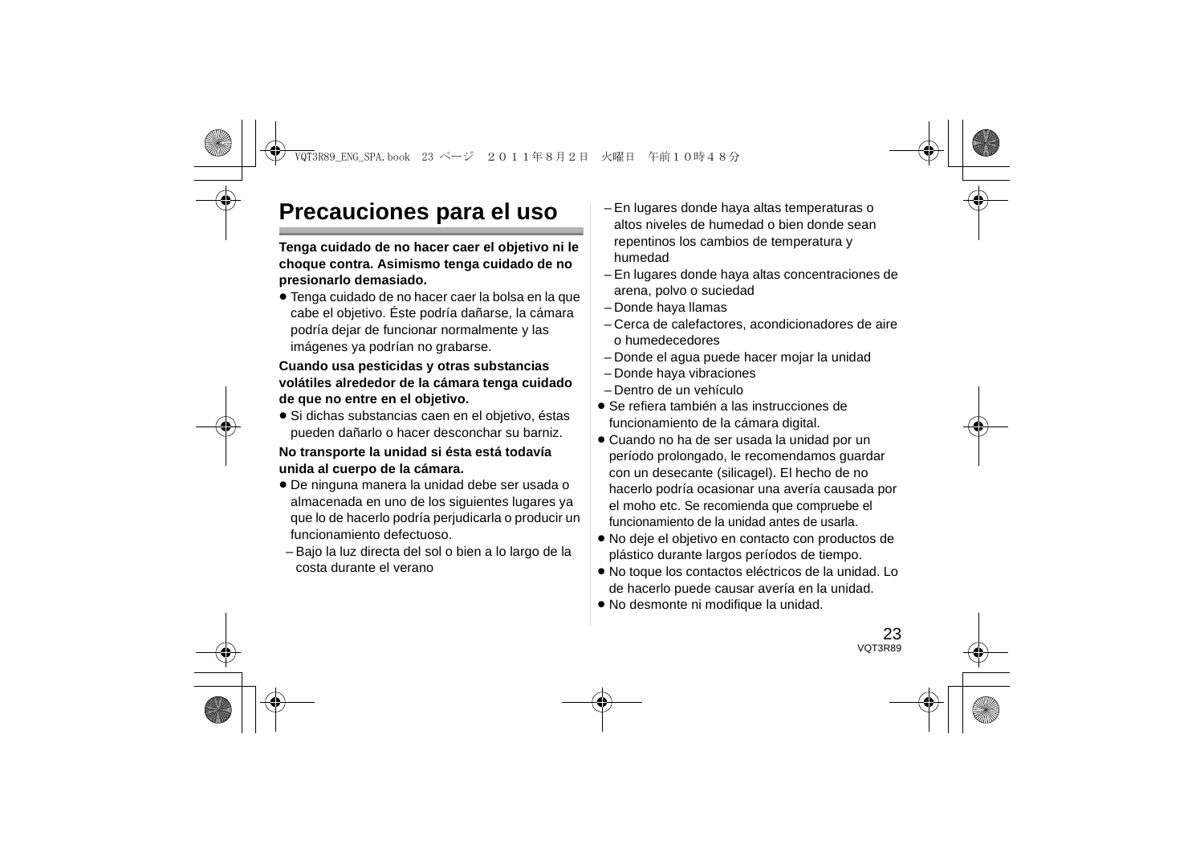## Precauciones para el uso

**Tenga cuidado de no hacer caer el objetivo ni le choque contra. Asimismo tenga cuidado de no presionarlo demasiado.**

- Tenga cuidado de no hacer caer la bolsa en la que cabe el objetivo. Éste podría dañarse, la cámara podría dejar de funcionar normalmente y las imágenes ya podrían no grabarse.

**Cuando usa pesticidas y otras substancias volátiles alrededor de la cámara tenga cuidado de que no entre en el objetivo.**

- Si dichas substancias caen en el objetivo, éstas pueden dañarlo o hacer desconchar su barniz.

**No transporte la unidad si ésta está todavía unida al cuerpo de la cámara.**

- De ninguna manera la unidad debe ser usada o almacenada en uno de los siguientes lugares ya que lo de hacerlo podría perjudicarla o producir un funcionamiento defectuoso.
  - Bajo la luz directa del sol o bien a lo largo de la costa durante el verano
  - En lugares donde haya altas temperaturas o altos niveles de humedad o bien donde sean repentinos los cambios de temperatura y humedad
  - En lugares donde haya altas concentraciones de arena, polvo o suciedad
  - Donde haya llamas
  - Cerca de calefactores, acondicionadores de aire o humedecedores
  - Donde el agua puede hacer mojar la unidad
  - Donde haya vibraciones
  - Dentro de un vehículo
- Se refiera también a las instrucciones de funcionamiento de la cámara digital.
- Cuando no ha de ser usada la unidad por un período prolongado, le recomendamos guardar con un desecante (silicagel). El hecho de no hacerlo podría ocasionar una avería causada por el moho etc. Se recomienda que compruebe el funcionamiento de la unidad antes de usarla.
- No deje el objetivo en contacto con productos de plástico durante largos períodos de tiempo.
- No toque los contactos eléctricos de la unidad. Lo de hacerlo puede causar avería en la unidad.
- No desmonte ni modifique la unidad.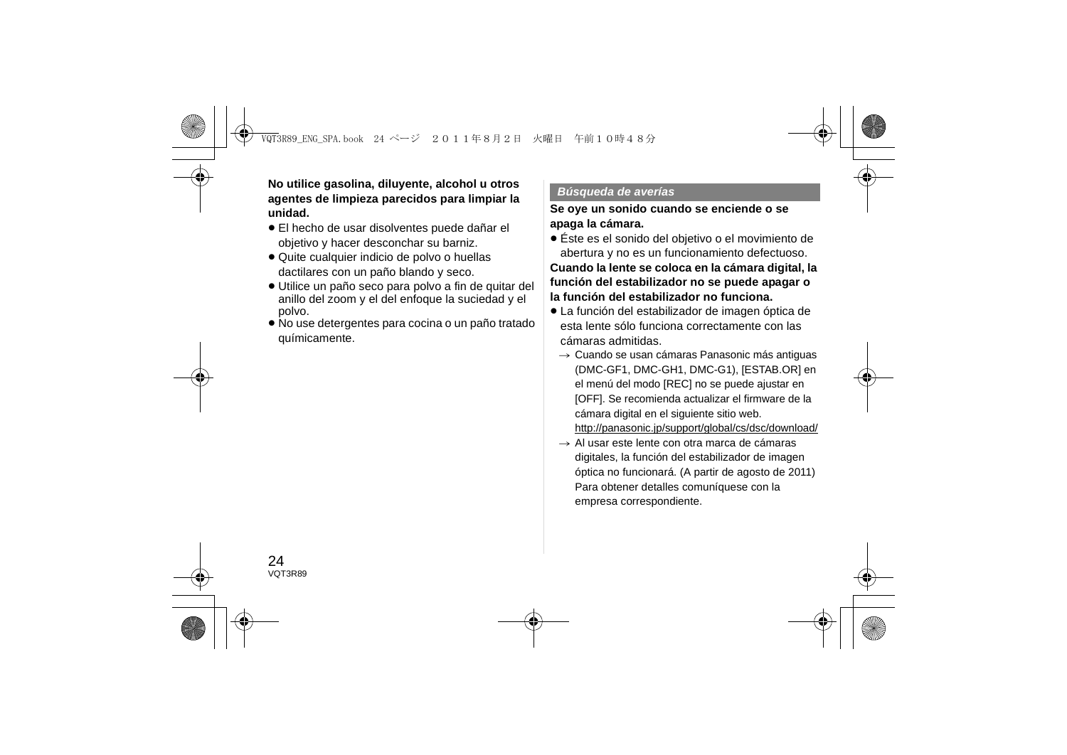**No utilice gasolina, diluyente, alcohol u otros agentes de limpieza parecidos para limpiar la unidad.**

- El hecho de usar disolventes puede dañar el objetivo y hacer desconchar su barniz.
- Quite cualquier indicio de polvo o huellas dactilares con un paño blando y seco.
- Utilice un paño seco para polvo a fin de quitar del anillo del zoom y el del enfoque la suciedad y el polvo.
- No use detergentes para cocina o un paño tratado químicamente.

## *Búsqueda de averías*

**Se oye un sonido cuando se enciende o se apaga la cámara.**

- Éste es el sonido del objetivo o el movimiento de abertura y no es un funcionamiento defectuoso.

**Cuando la lente se coloca en la cámara digital, la función del estabilizador no se puede apagar o la función del estabilizador no funciona.**

- La función del estabilizador de imagen óptica de esta lente sólo funciona correctamente con las cámaras admitidas.
  - → Cuando se usan cámaras Panasonic más antiguas (DMC-GF1, DMC-GH1, DMC-G1), [ESTAB.OR] en el menú del modo [REC] no se puede ajustar en [OFF]. Se recomienda actualizar el firmware de la cámara digital en el siguiente sitio web. http://panasonic.jp/support/global/cs/dsc/download/
  - → Al usar este lente con otra marca de cámaras digitales, la función del estabilizador de imagen óptica no funcionará. (A partir de agosto de 2011) Para obtener detalles comuníquese con la empresa correspondiente.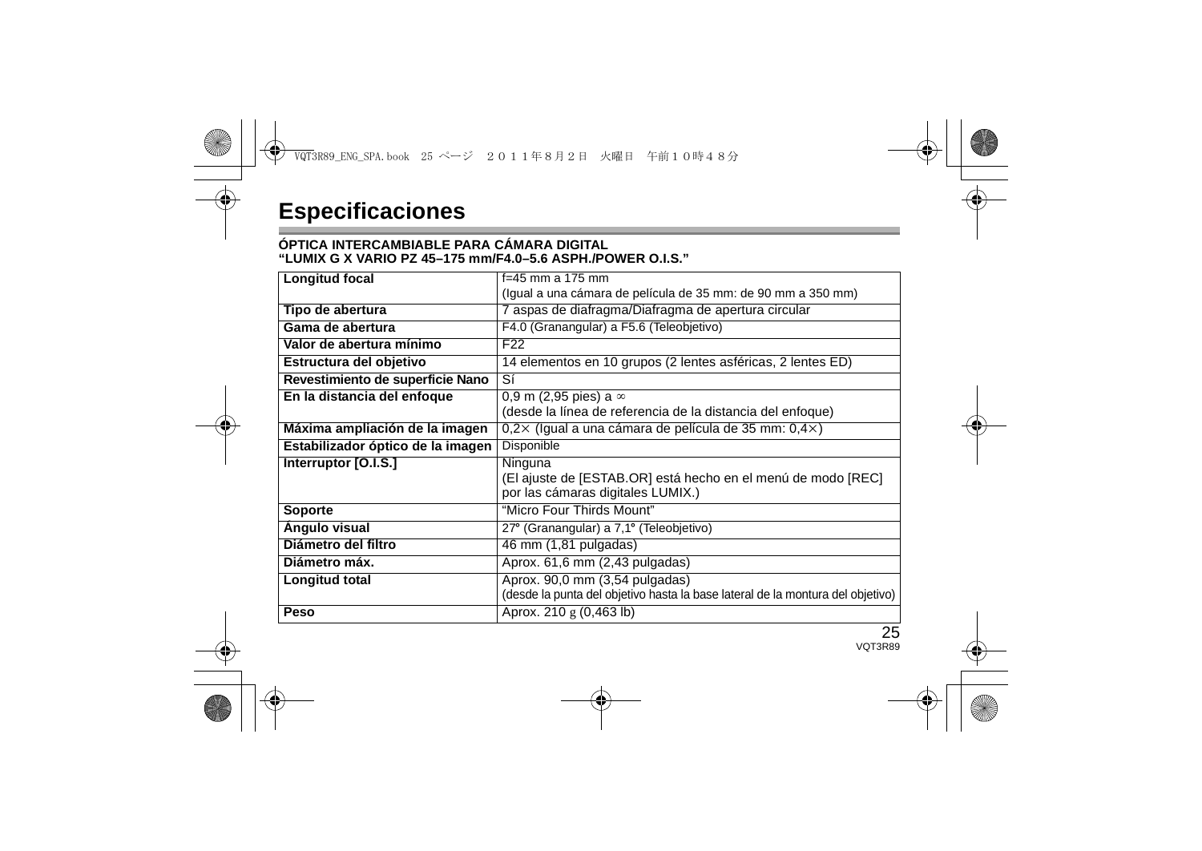# Especificaciones

**ÓPTICA INTERCAMBIABLE PARA CÁMARA DIGITAL**
**"LUMIX G X VARIO PZ 45–175 mm/F4.0–5.6 ASPH./POWER O.I.S."**

| | |
|---|---|
| **Longitud focal** | f=45 mm a 175 mm<br>(Igual a una cámara de película de 35 mm: de 90 mm a 350 mm) |
| **Tipo de abertura** | 7 aspas de diafragma/Diafragma de apertura circular |
| **Gama de abertura** | F4.0 (Granangular) a F5.6 (Teleobjetivo) |
| **Valor de abertura mínimo** | F22 |
| **Estructura del objetivo** | 14 elementos en 10 grupos (2 lentes asféricas, 2 lentes ED) |
| **Revestimiento de superficie Nano** | Sí |
| **En la distancia del enfoque** | 0,9 m (2,95 pies) a ∞<br>(desde la línea de referencia de la distancia del enfoque) |
| **Máxima ampliación de la imagen** | 0,2× (Igual a una cámara de película de 35 mm: 0,4×) |
| **Estabilizador óptico de la imagen** | Disponible |
| **Interruptor [O.I.S.]** | Ninguna<br>(El ajuste de [ESTAB.OR] está hecho en el menú de modo [REC] por las cámaras digitales LUMIX.) |
| **Soporte** | "Micro Four Thirds Mount" |
| **Ángulo visual** | 27° (Granangular) a 7,1° (Teleobjetivo) |
| **Diámetro del filtro** | 46 mm (1,81 pulgadas) |
| **Diámetro máx.** | Aprox. 61,6 mm (2,43 pulgadas) |
| **Longitud total** | Aprox. 90,0 mm (3,54 pulgadas)<br>(desde la punta del objetivo hasta la base lateral de la montura del objetivo) |
| **Peso** | Aprox. 210 g (0,463 lb) |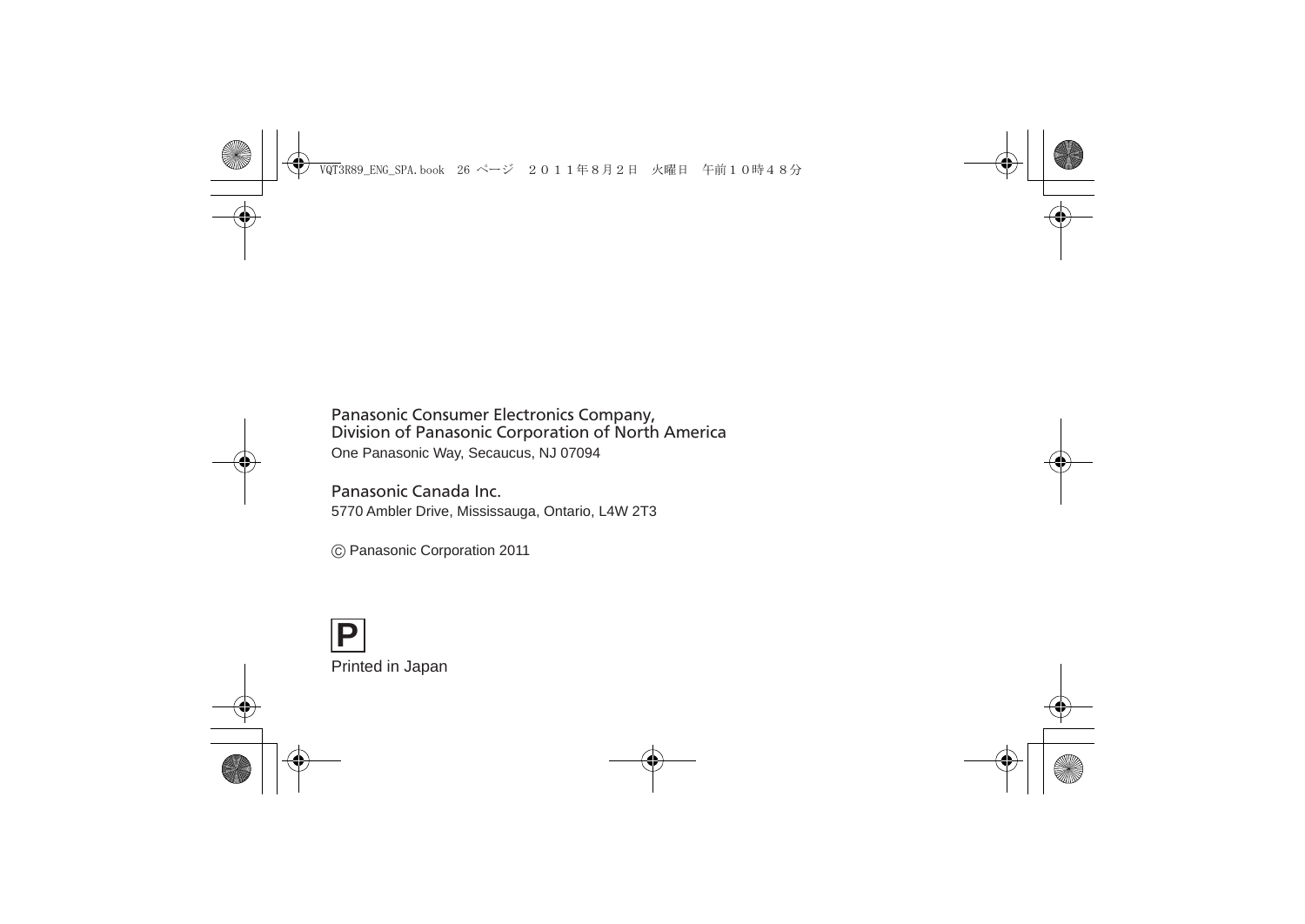Panasonic Consumer Electronics Company,
Division of Panasonic Corporation of North America
One Panasonic Way, Secaucus, NJ 07094

Panasonic Canada Inc.
5770 Ambler Drive, Mississauga, Ontario, L4W 2T3

© Panasonic Corporation 2011

**P**

Printed in Japan